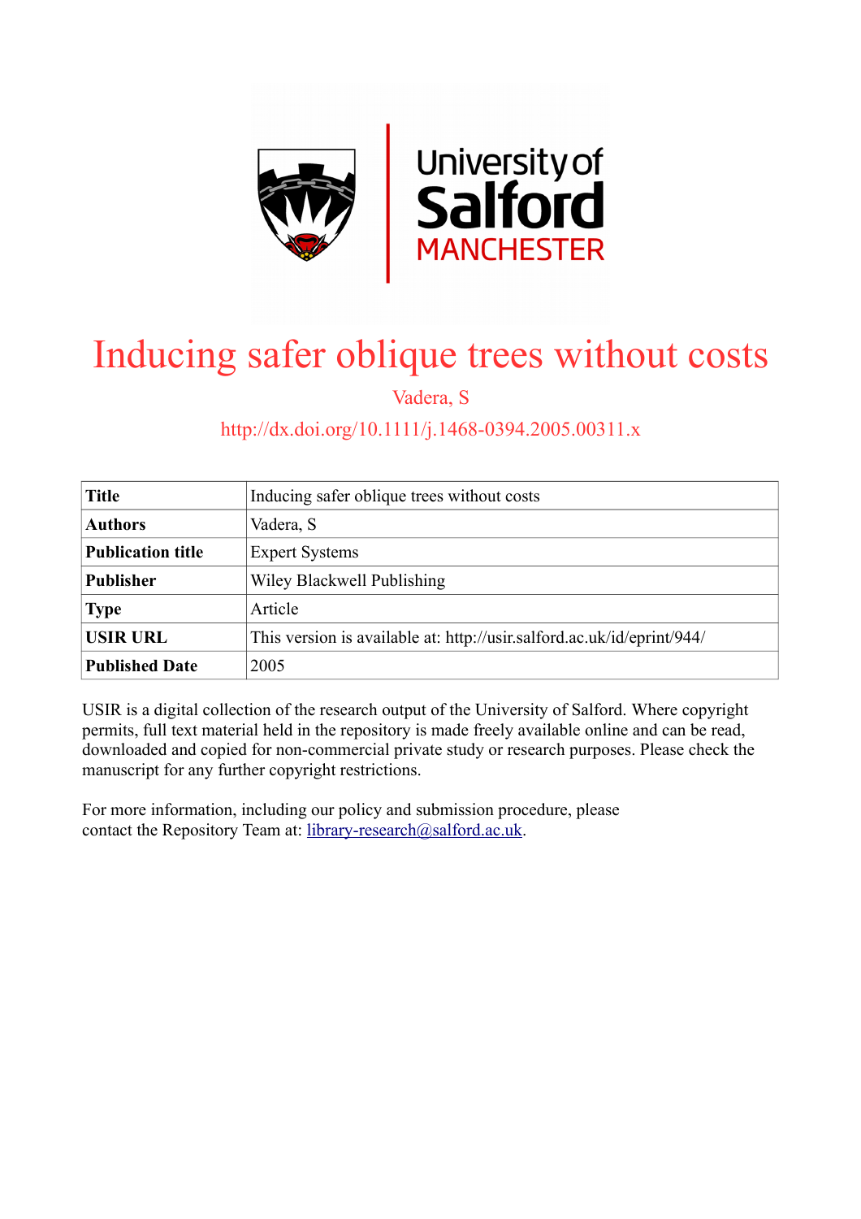# Inducing safer oblique trees without costs

Vadera, S

http://dx.doi.org/10.1111/j.1468-0394.2005.00311.x

| Title | Inducing safer oblique trees without costs |
|---|---|
| Authors | Vadera, S |
| Publication title | Expert Systems |
| Publisher | Wiley Blackwell Publishing |
| Type | Article |
| USIR URL | This version is available at: http://usir.salford.ac.uk/id/eprint/944/ |
| Published Date | 2005 |

USIR is a digital collection of the research output of the University of Salford. Where copyright permits, full text material held in the repository is made freely available online and can be read, downloaded and copied for non-commercial private study or research purposes. Please check the manuscript for any further copyright restrictions.

For more information, including our policy and submission procedure, please contact the Repository Team at: library-research@salford.ac.uk.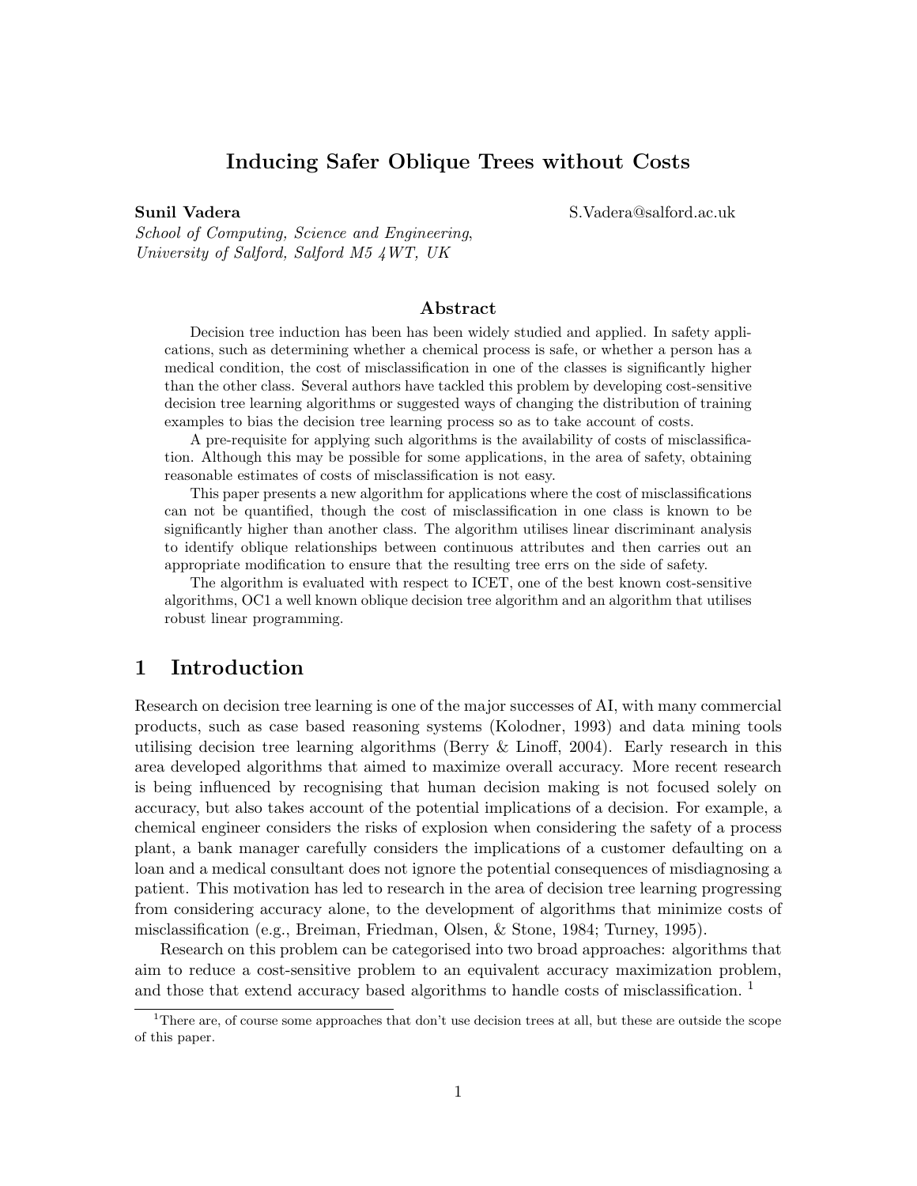# Inducing Safer Oblique Trees without Costs

**Sunil Vadera** S.Vadera@salford.ac.uk

*School of Computing, Science and Engineering,*
*University of Salford, Salford M5 4WT, UK*

## Abstract

Decision tree induction has been has been widely studied and applied. In safety applications, such as determining whether a chemical process is safe, or whether a person has a medical condition, the cost of misclassification in one of the classes is significantly higher than the other class. Several authors have tackled this problem by developing cost-sensitive decision tree learning algorithms or suggested ways of changing the distribution of training examples to bias the decision tree learning process so as to take account of costs.

A pre-requisite for applying such algorithms is the availability of costs of misclassification. Although this may be possible for some applications, in the area of safety, obtaining reasonable estimates of costs of misclassification is not easy.

This paper presents a new algorithm for applications where the cost of misclassifications can not be quantified, though the cost of misclassification in one class is known to be significantly higher than another class. The algorithm utilises linear discriminant analysis to identify oblique relationships between continuous attributes and then carries out an appropriate modification to ensure that the resulting tree errs on the side of safety.

The algorithm is evaluated with respect to ICET, one of the best known cost-sensitive algorithms, OC1 a well known oblique decision tree algorithm and an algorithm that utilises robust linear programming.

## 1 Introduction

Research on decision tree learning is one of the major successes of AI, with many commercial products, such as case based reasoning systems (Kolodner, 1993) and data mining tools utilising decision tree learning algorithms (Berry & Linoff, 2004). Early research in this area developed algorithms that aimed to maximize overall accuracy. More recent research is being influenced by recognising that human decision making is not focused solely on accuracy, but also takes account of the potential implications of a decision. For example, a chemical engineer considers the risks of explosion when considering the safety of a process plant, a bank manager carefully considers the implications of a customer defaulting on a loan and a medical consultant does not ignore the potential consequences of misdiagnosing a patient. This motivation has led to research in the area of decision tree learning progressing from considering accuracy alone, to the development of algorithms that minimize costs of misclassification (e.g., Breiman, Friedman, Olsen, & Stone, 1984; Turney, 1995).

Research on this problem can be categorised into two broad approaches: algorithms that aim to reduce a cost-sensitive problem to an equivalent accuracy maximization problem, and those that extend accuracy based algorithms to handle costs of misclassification. [1]

[1] There are, of course some approaches that don't use decision trees at all, but these are outside the scope of this paper.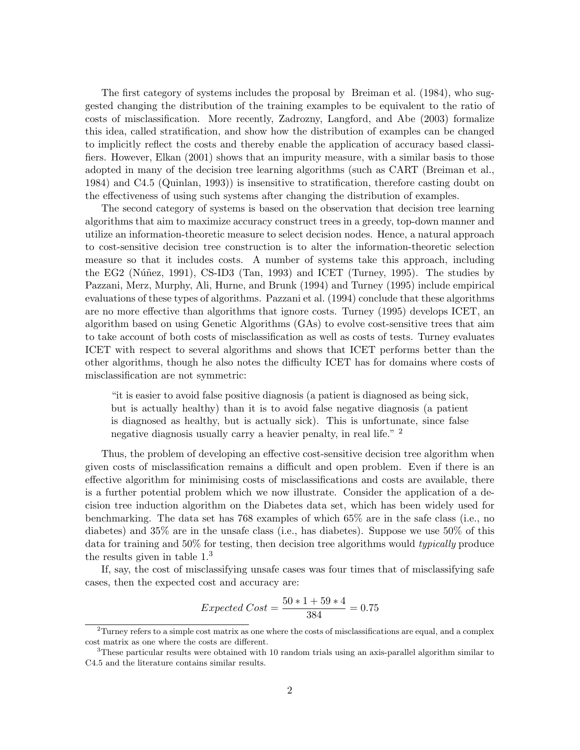The first category of systems includes the proposal by Breiman et al. (1984), who suggested changing the distribution of the training examples to be equivalent to the ratio of costs of misclassification. More recently, Zadrozny, Langford, and Abe (2003) formalize this idea, called stratification, and show how the distribution of examples can be changed to implicitly reflect the costs and thereby enable the application of accuracy based classifiers. However, Elkan (2001) shows that an impurity measure, with a similar basis to those adopted in many of the decision tree learning algorithms (such as CART (Breiman et al., 1984) and C4.5 (Quinlan, 1993)) is insensitive to stratification, therefore casting doubt on the effectiveness of using such systems after changing the distribution of examples.

The second category of systems is based on the observation that decision tree learning algorithms that aim to maximize accuracy construct trees in a greedy, top-down manner and utilize an information-theoretic measure to select decision nodes. Hence, a natural approach to cost-sensitive decision tree construction is to alter the information-theoretic selection measure so that it includes costs. A number of systems take this approach, including the EG2 (Núñez, 1991), CS-ID3 (Tan, 1993) and ICET (Turney, 1995). The studies by Pazzani, Merz, Murphy, Ali, Hurne, and Brunk (1994) and Turney (1995) include empirical evaluations of these types of algorithms. Pazzani et al. (1994) conclude that these algorithms are no more effective than algorithms that ignore costs. Turney (1995) develops ICET, an algorithm based on using Genetic Algorithms (GAs) to evolve cost-sensitive trees that aim to take account of both costs of misclassification as well as costs of tests. Turney evaluates ICET with respect to several algorithms and shows that ICET performs better than the other algorithms, though he also notes the difficulty ICET has for domains where costs of misclassification are not symmetric:

> "it is easier to avoid false positive diagnosis (a patient is diagnosed as being sick, but is actually healthy) than it is to avoid false negative diagnosis (a patient is diagnosed as healthy, but is actually sick). This is unfortunate, since false negative diagnosis usually carry a heavier penalty, in real life." [2]

Thus, the problem of developing an effective cost-sensitive decision tree algorithm when given costs of misclassification remains a difficult and open problem. Even if there is an effective algorithm for minimising costs of misclassifications and costs are available, there is a further potential problem which we now illustrate. Consider the application of a decision tree induction algorithm on the Diabetes data set, which has been widely used for benchmarking. The data set has 768 examples of which 65% are in the safe class (i.e., no diabetes) and 35% are in the unsafe class (i.e., has diabetes). Suppose we use 50% of this data for training and 50% for testing, then decision tree algorithms would *typically* produce the results given in table 1.[3]

If, say, the cost of misclassifying unsafe cases was four times that of misclassifying safe cases, then the expected cost and accuracy are:

$$Expected\ Cost = \frac{50 * 1 + 59 * 4}{384} = 0.75$$

[2] Turney refers to a simple cost matrix as one where the costs of misclassifications are equal, and a complex cost matrix as one where the costs are different.

[3] These particular results were obtained with 10 random trials using an axis-parallel algorithm similar to C4.5 and the literature contains similar results.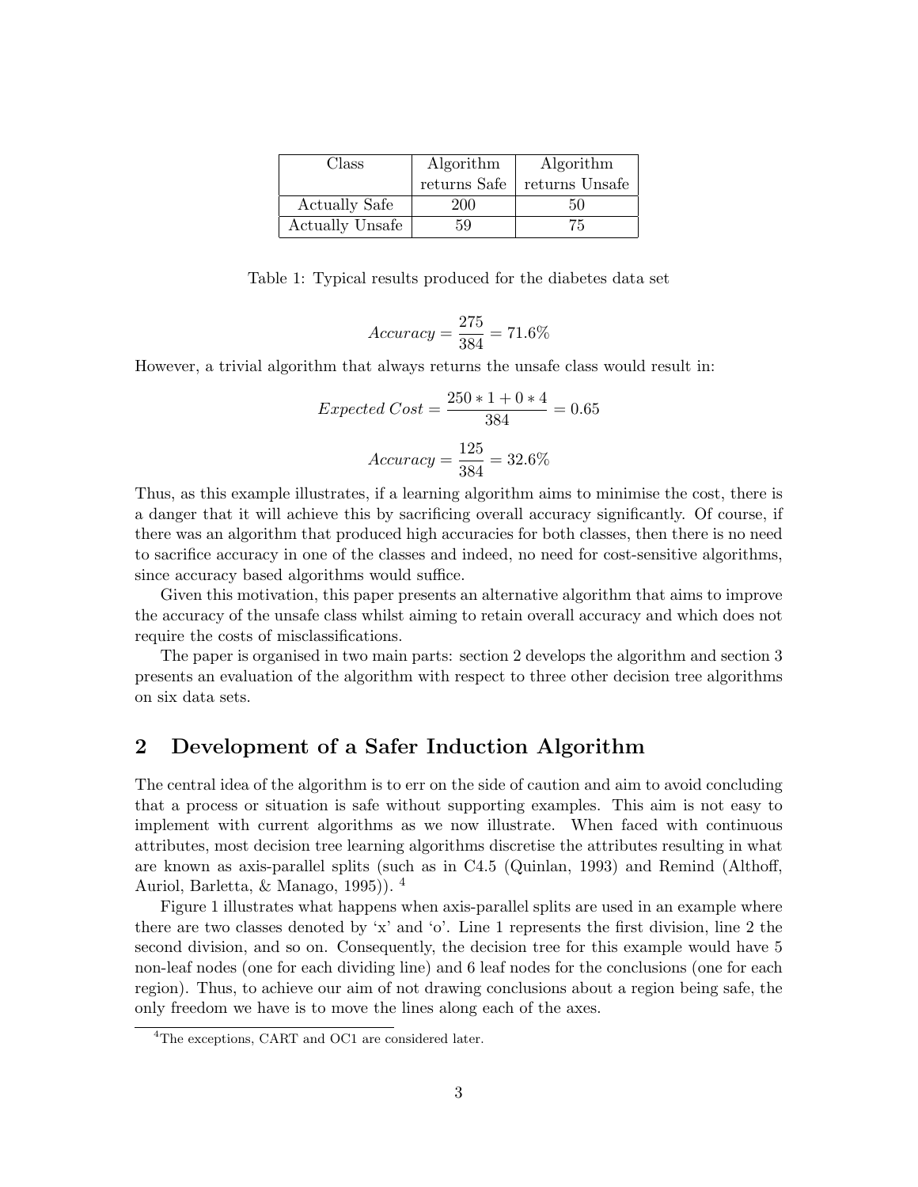| Class | Algorithm returns Safe | Algorithm returns Unsafe |
|---|---|---|
| Actually Safe | 200 | 50 |
| Actually Unsafe | 59 | 75 |

Table 1: Typical results produced for the diabetes data set

$$Accuracy = \frac{275}{384} = 71.6\%$$

However, a trivial algorithm that always returns the unsafe class would result in:

$$Expected\ Cost = \frac{250 * 1 + 0 * 4}{384} = 0.65$$

$$Accuracy = \frac{125}{384} = 32.6\%$$

Thus, as this example illustrates, if a learning algorithm aims to minimise the cost, there is a danger that it will achieve this by sacrificing overall accuracy significantly. Of course, if there was an algorithm that produced high accuracies for both classes, then there is no need to sacrifice accuracy in one of the classes and indeed, no need for cost-sensitive algorithms, since accuracy based algorithms would suffice.

Given this motivation, this paper presents an alternative algorithm that aims to improve the accuracy of the unsafe class whilst aiming to retain overall accuracy and which does not require the costs of misclassifications.

The paper is organised in two main parts: section 2 develops the algorithm and section 3 presents an evaluation of the algorithm with respect to three other decision tree algorithms on six data sets.

## 2 Development of a Safer Induction Algorithm

The central idea of the algorithm is to err on the side of caution and aim to avoid concluding that a process or situation is safe without supporting examples. This aim is not easy to implement with current algorithms as we now illustrate. When faced with continuous attributes, most decision tree learning algorithms discretise the attributes resulting in what are known as axis-parallel splits (such as in C4.5 (Quinlan, 1993) and Remind (Althoff, Auriol, Barletta, & Manago, 1995)). [4]

Figure 1 illustrates what happens when axis-parallel splits are used in an example where there are two classes denoted by 'x' and 'o'. Line 1 represents the first division, line 2 the second division, and so on. Consequently, the decision tree for this example would have 5 non-leaf nodes (one for each dividing line) and 6 leaf nodes for the conclusions (one for each region). Thus, to achieve our aim of not drawing conclusions about a region being safe, the only freedom we have is to move the lines along each of the axes.

[4] The exceptions, CART and OC1 are considered later.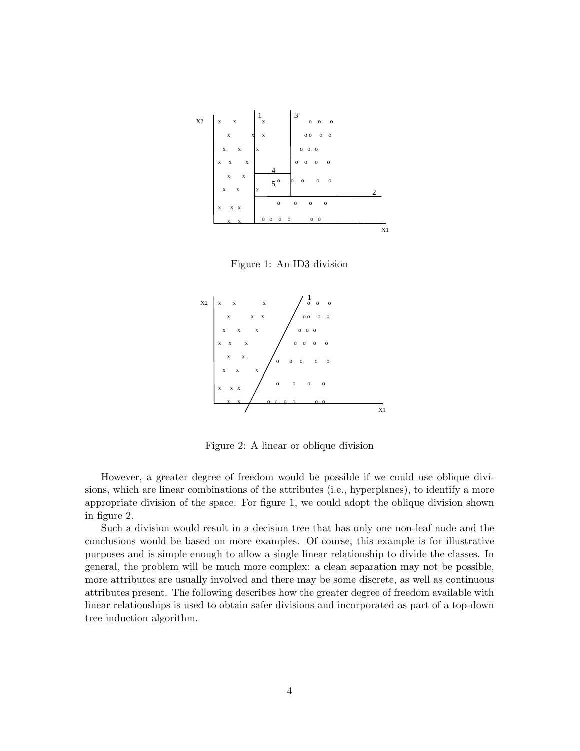Figure 1: An ID3 division

Figure 2: A linear or oblique division

However, a greater degree of freedom would be possible if we could use oblique divisions, which are linear combinations of the attributes (i.e., hyperplanes), to identify a more appropriate division of the space. For figure 1, we could adopt the oblique division shown in figure 2.

Such a division would result in a decision tree that has only one non-leaf node and the conclusions would be based on more examples. Of course, this example is for illustrative purposes and is simple enough to allow a single linear relationship to divide the classes. In general, the problem will be much more complex: a clean separation may not be possible, more attributes are usually involved and there may be some discrete, as well as continuous attributes present. The following describes how the greater degree of freedom available with linear relationships is used to obtain safer divisions and incorporated as part of a top-down tree induction algorithm.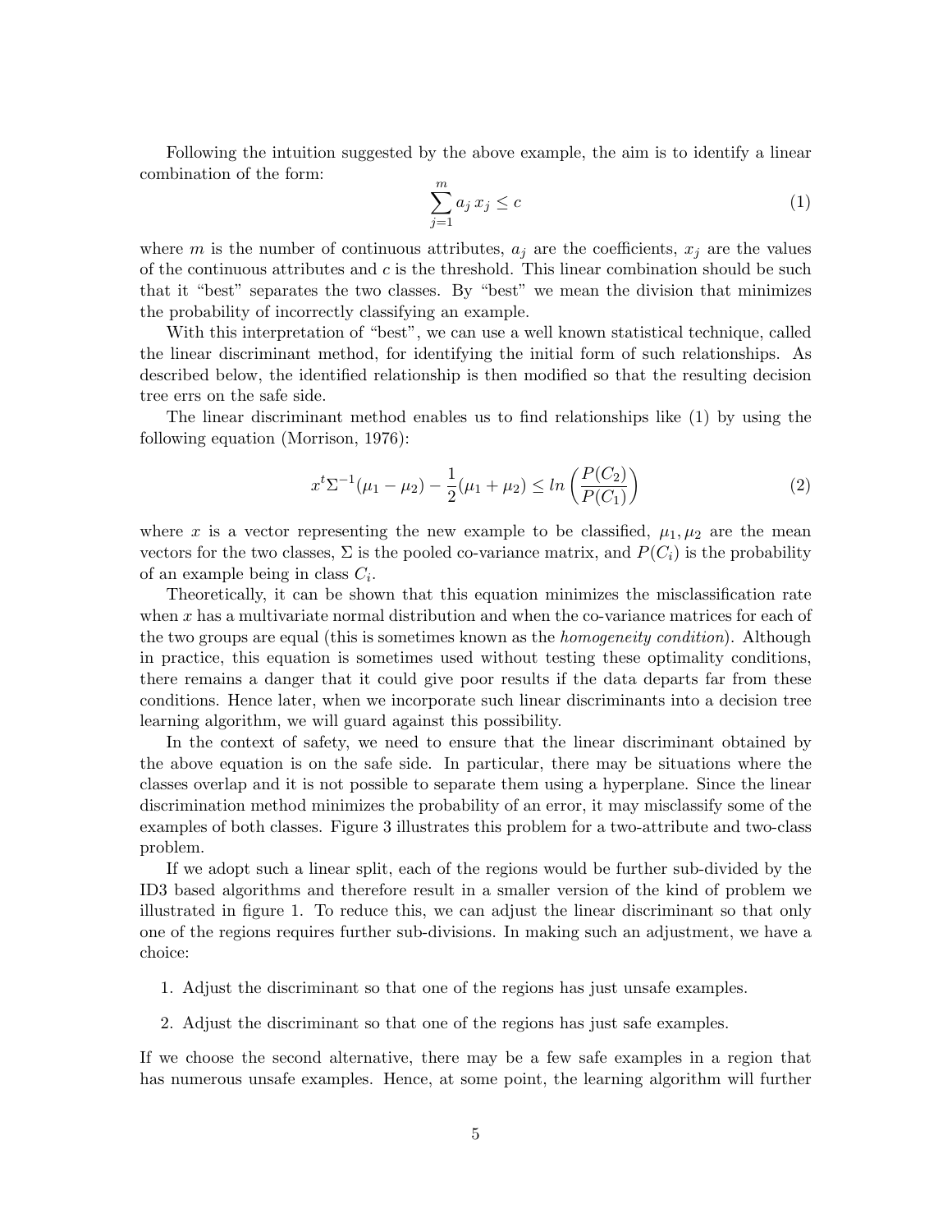Following the intuition suggested by the above example, the aim is to identify a linear combination of the form:

$$\sum_{j=1}^{m} a_j \, x_j \leq c \tag{1}$$

where $m$ is the number of continuous attributes, $a_j$ are the coefficients, $x_j$ are the values of the continuous attributes and $c$ is the threshold. This linear combination should be such that it "best" separates the two classes. By "best" we mean the division that minimizes the probability of incorrectly classifying an example.

With this interpretation of "best", we can use a well known statistical technique, called the linear discriminant method, for identifying the initial form of such relationships. As described below, the identified relationship is then modified so that the resulting decision tree errs on the safe side.

The linear discriminant method enables us to find relationships like (1) by using the following equation (Morrison, 1976):

$$x^t \Sigma^{-1}(\mu_1 - \mu_2) - \frac{1}{2}(\mu_1 + \mu_2) \leq ln\left(\frac{P(C_2)}{P(C_1)}\right) \tag{2}$$

where $x$ is a vector representing the new example to be classified, $\mu_1, \mu_2$ are the mean vectors for the two classes, $\Sigma$ is the pooled co-variance matrix, and $P(C_i)$ is the probability of an example being in class $C_i$.

Theoretically, it can be shown that this equation minimizes the misclassification rate when $x$ has a multivariate normal distribution and when the co-variance matrices for each of the two groups are equal (this is sometimes known as the *homogeneity condition*). Although in practice, this equation is sometimes used without testing these optimality conditions, there remains a danger that it could give poor results if the data departs far from these conditions. Hence later, when we incorporate such linear discriminants into a decision tree learning algorithm, we will guard against this possibility.

In the context of safety, we need to ensure that the linear discriminant obtained by the above equation is on the safe side. In particular, there may be situations where the classes overlap and it is not possible to separate them using a hyperplane. Since the linear discrimination method minimizes the probability of an error, it may misclassify some of the examples of both classes. Figure 3 illustrates this problem for a two-attribute and two-class problem.

If we adopt such a linear split, each of the regions would be further sub-divided by the ID3 based algorithms and therefore result in a smaller version of the kind of problem we illustrated in figure 1. To reduce this, we can adjust the linear discriminant so that only one of the regions requires further sub-divisions. In making such an adjustment, we have a choice:

1. Adjust the discriminant so that one of the regions has just unsafe examples.

2. Adjust the discriminant so that one of the regions has just safe examples.

If we choose the second alternative, there may be a few safe examples in a region that has numerous unsafe examples. Hence, at some point, the learning algorithm will further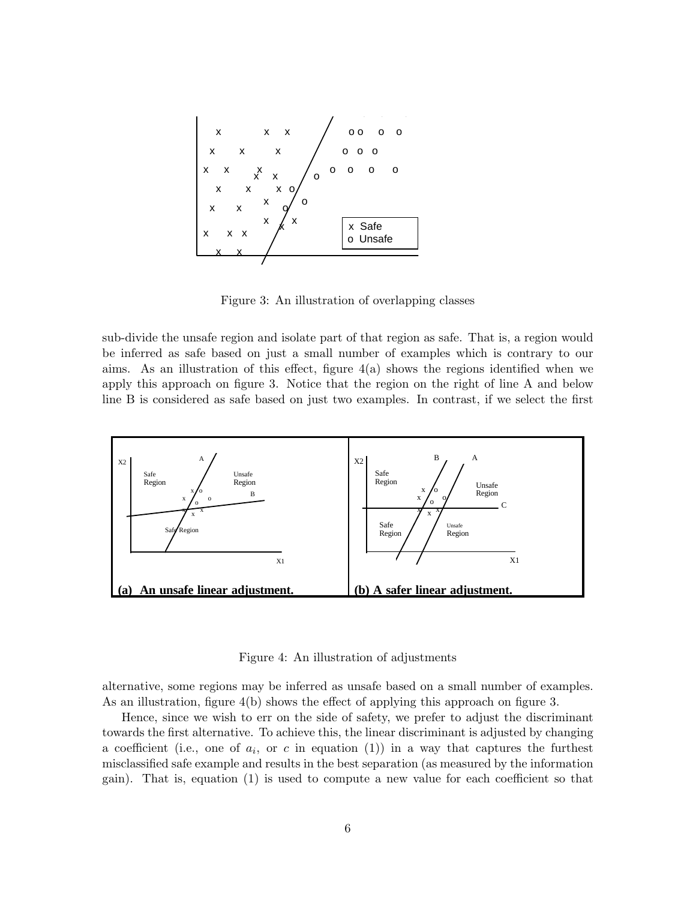Figure 3: An illustration of overlapping classes

sub-divide the unsafe region and isolate part of that region as safe. That is, a region would be inferred as safe based on just a small number of examples which is contrary to our aims. As an illustration of this effect, figure 4(a) shows the regions identified when we apply this approach on figure 3. Notice that the region on the right of line A and below line B is considered as safe based on just two examples. In contrast, if we select the first

Figure 4: An illustration of adjustments

alternative, some regions may be inferred as unsafe based on a small number of examples. As an illustration, figure 4(b) shows the effect of applying this approach on figure 3.

Hence, since we wish to err on the side of safety, we prefer to adjust the discriminant towards the first alternative. To achieve this, the linear discriminant is adjusted by changing a coefficient (i.e., one of $a_i$, or $c$ in equation (1)) in a way that captures the furthest misclassified safe example and results in the best separation (as measured by the information gain). That is, equation (1) is used to compute a new value for each coefficient so that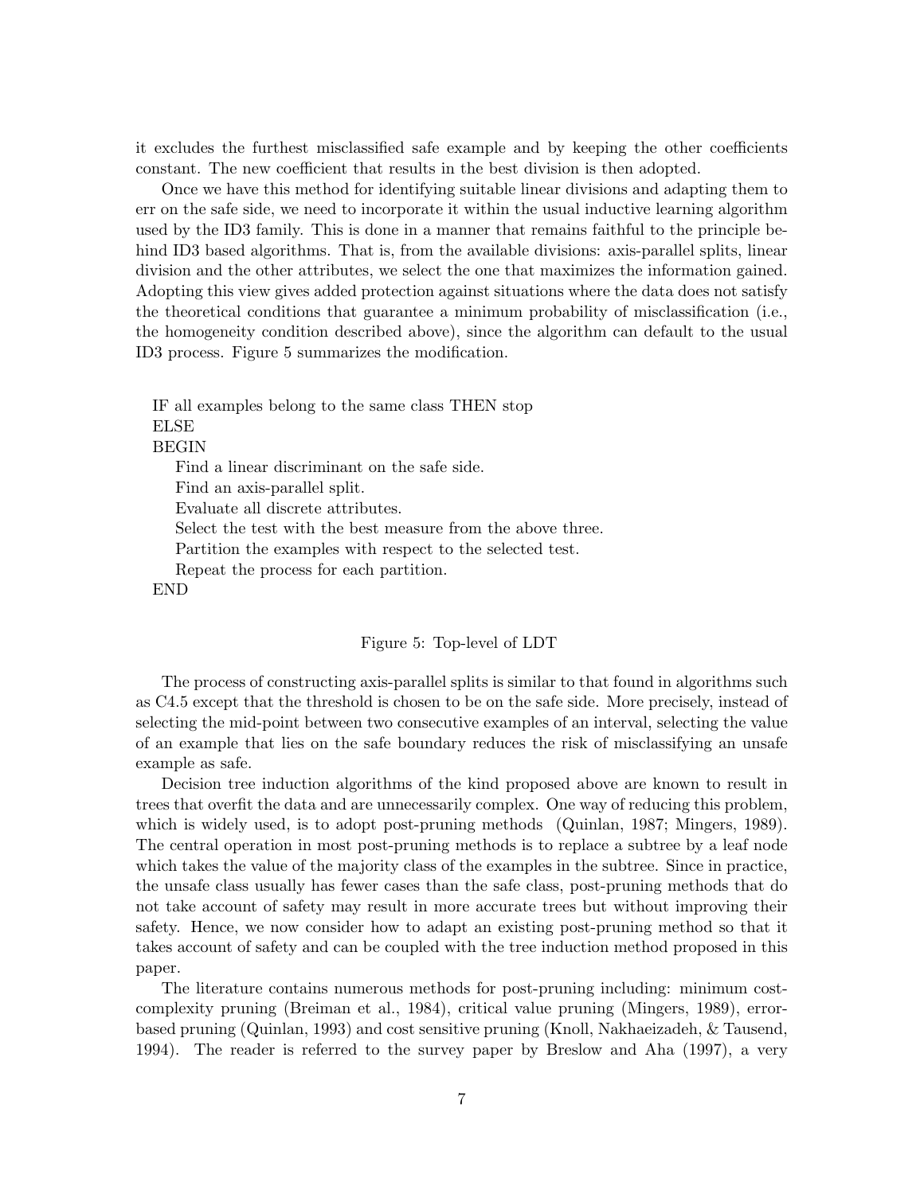it excludes the furthest misclassified safe example and by keeping the other coefficients constant. The new coefficient that results in the best division is then adopted.

Once we have this method for identifying suitable linear divisions and adapting them to err on the safe side, we need to incorporate it within the usual inductive learning algorithm used by the ID3 family. This is done in a manner that remains faithful to the principle behind ID3 based algorithms. That is, from the available divisions: axis-parallel splits, linear division and the other attributes, we select the one that maximizes the information gained. Adopting this view gives added protection against situations where the data does not satisfy the theoretical conditions that guarantee a minimum probability of misclassification (i.e., the homogeneity condition described above), since the algorithm can default to the usual ID3 process. Figure 5 summarizes the modification.

```
IF all examples belong to the same class THEN stop
ELSE
BEGIN
    Find a linear discriminant on the safe side.
    Find an axis-parallel split.
    Evaluate all discrete attributes.
    Select the test with the best measure from the above three.
    Partition the examples with respect to the selected test.
    Repeat the process for each partition.
END
```

Figure 5: Top-level of LDT

The process of constructing axis-parallel splits is similar to that found in algorithms such as C4.5 except that the threshold is chosen to be on the safe side. More precisely, instead of selecting the mid-point between two consecutive examples of an interval, selecting the value of an example that lies on the safe boundary reduces the risk of misclassifying an unsafe example as safe.

Decision tree induction algorithms of the kind proposed above are known to result in trees that overfit the data and are unnecessarily complex. One way of reducing this problem, which is widely used, is to adopt post-pruning methods (Quinlan, 1987; Mingers, 1989). The central operation in most post-pruning methods is to replace a subtree by a leaf node which takes the value of the majority class of the examples in the subtree. Since in practice, the unsafe class usually has fewer cases than the safe class, post-pruning methods that do not take account of safety may result in more accurate trees but without improving their safety. Hence, we now consider how to adapt an existing post-pruning method so that it takes account of safety and can be coupled with the tree induction method proposed in this paper.

The literature contains numerous methods for post-pruning including: minimum cost-complexity pruning (Breiman et al., 1984), critical value pruning (Mingers, 1989), error-based pruning (Quinlan, 1993) and cost sensitive pruning (Knoll, Nakhaeizadeh, & Tausend, 1994). The reader is referred to the survey paper by Breslow and Aha (1997), a very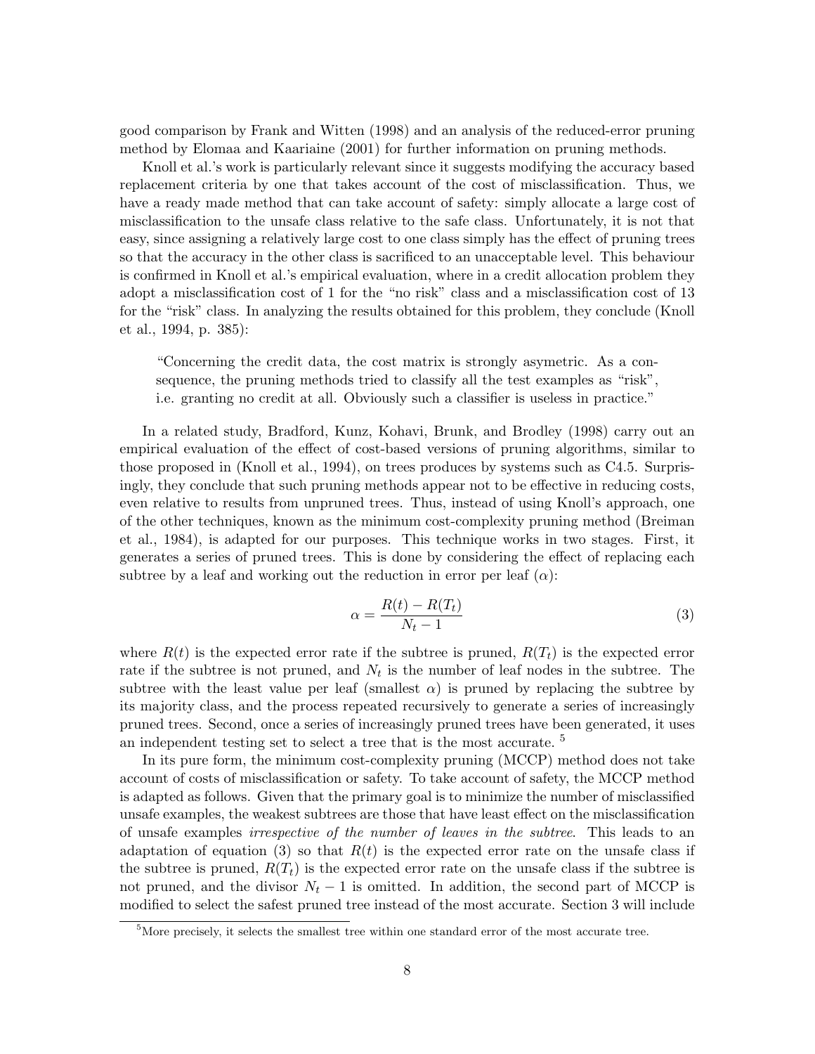good comparison by Frank and Witten (1998) and an analysis of the reduced-error pruning method by Elomaa and Kaariaine (2001) for further information on pruning methods.

Knoll et al.'s work is particularly relevant since it suggests modifying the accuracy based replacement criteria by one that takes account of the cost of misclassification. Thus, we have a ready made method that can take account of safety: simply allocate a large cost of misclassification to the unsafe class relative to the safe class. Unfortunately, it is not that easy, since assigning a relatively large cost to one class simply has the effect of pruning trees so that the accuracy in the other class is sacrificed to an unacceptable level. This behaviour is confirmed in Knoll et al.'s empirical evaluation, where in a credit allocation problem they adopt a misclassification cost of 1 for the "no risk" class and a misclassification cost of 13 for the "risk" class. In analyzing the results obtained for this problem, they conclude (Knoll et al., 1994, p. 385):

> "Concerning the credit data, the cost matrix is strongly asymetric. As a consequence, the pruning methods tried to classify all the test examples as "risk", i.e. granting no credit at all. Obviously such a classifier is useless in practice."

In a related study, Bradford, Kunz, Kohavi, Brunk, and Brodley (1998) carry out an empirical evaluation of the effect of cost-based versions of pruning algorithms, similar to those proposed in (Knoll et al., 1994), on trees produces by systems such as C4.5. Surprisingly, they conclude that such pruning methods appear not to be effective in reducing costs, even relative to results from unpruned trees. Thus, instead of using Knoll's approach, one of the other techniques, known as the minimum cost-complexity pruning method (Breiman et al., 1984), is adapted for our purposes. This technique works in two stages. First, it generates a series of pruned trees. This is done by considering the effect of replacing each subtree by a leaf and working out the reduction in error per leaf ($\alpha$):

$$\alpha = \frac{R(t) - R(T_t)}{N_t - 1} \tag{3}$$

where $R(t)$ is the expected error rate if the subtree is pruned, $R(T_t)$ is the expected error rate if the subtree is not pruned, and $N_t$ is the number of leaf nodes in the subtree. The subtree with the least value per leaf (smallest $\alpha$) is pruned by replacing the subtree by its majority class, and the process repeated recursively to generate a series of increasingly pruned trees. Second, once a series of increasingly pruned trees have been generated, it uses an independent testing set to select a tree that is the most accurate. [5]

In its pure form, the minimum cost-complexity pruning (MCCP) method does not take account of costs of misclassification or safety. To take account of safety, the MCCP method is adapted as follows. Given that the primary goal is to minimize the number of misclassified unsafe examples, the weakest subtrees are those that have least effect on the misclassification of unsafe examples *irrespective of the number of leaves in the subtree*. This leads to an adaptation of equation (3) so that $R(t)$ is the expected error rate on the unsafe class if the subtree is pruned, $R(T_t)$ is the expected error rate on the unsafe class if the subtree is not pruned, and the divisor $N_t - 1$ is omitted. In addition, the second part of MCCP is modified to select the safest pruned tree instead of the most accurate. Section 3 will include

[5] More precisely, it selects the smallest tree within one standard error of the most accurate tree.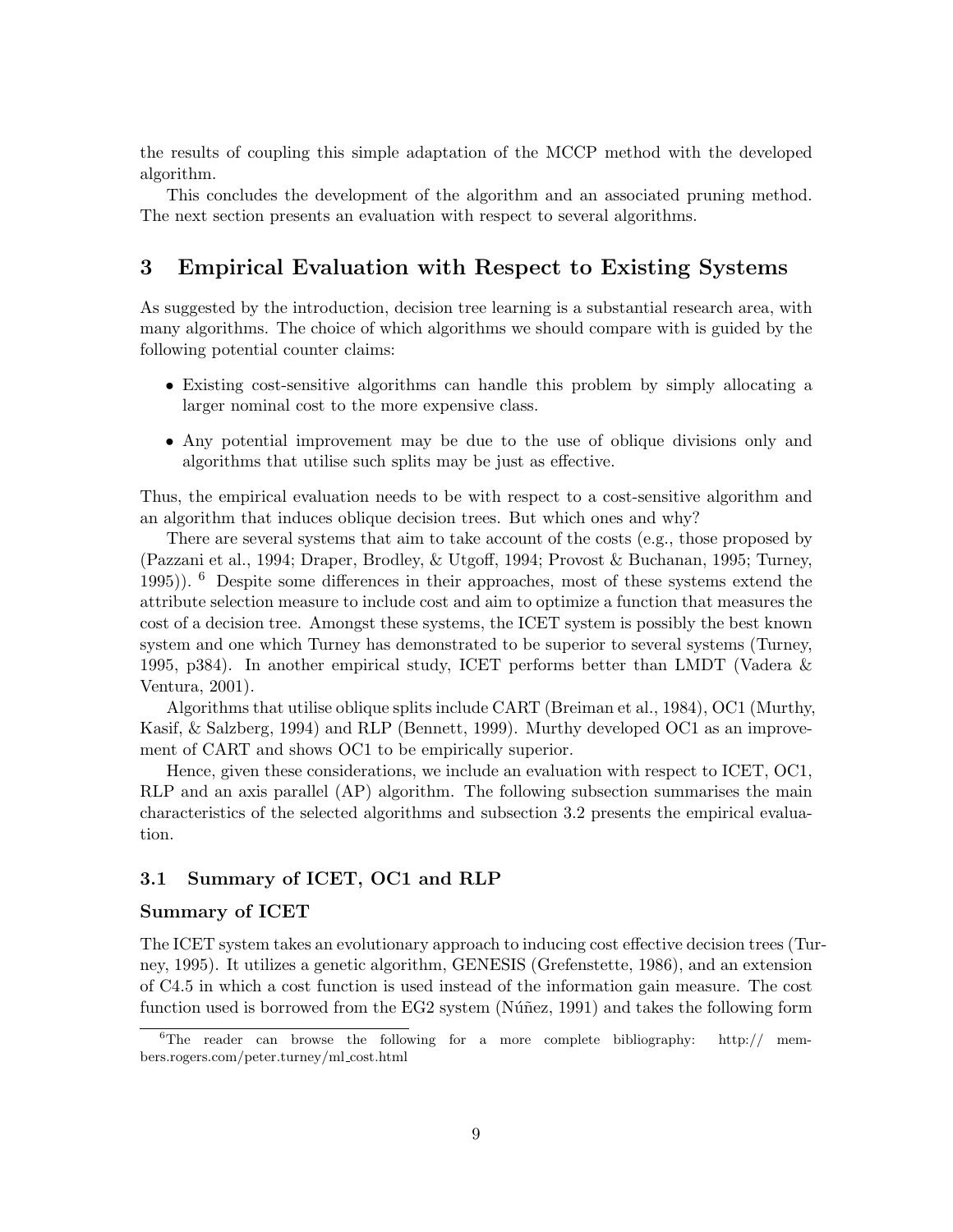the results of coupling this simple adaptation of the MCCP method with the developed algorithm.

This concludes the development of the algorithm and an associated pruning method. The next section presents an evaluation with respect to several algorithms.

## 3 Empirical Evaluation with Respect to Existing Systems

As suggested by the introduction, decision tree learning is a substantial research area, with many algorithms. The choice of which algorithms we should compare with is guided by the following potential counter claims:

- Existing cost-sensitive algorithms can handle this problem by simply allocating a larger nominal cost to the more expensive class.
- Any potential improvement may be due to the use of oblique divisions only and algorithms that utilise such splits may be just as effective.

Thus, the empirical evaluation needs to be with respect to a cost-sensitive algorithm and an algorithm that induces oblique decision trees. But which ones and why?

There are several systems that aim to take account of the costs (e.g., those proposed by (Pazzani et al., 1994; Draper, Brodley, & Utgoff, 1994; Provost & Buchanan, 1995; Turney, 1995)). [6] Despite some differences in their approaches, most of these systems extend the attribute selection measure to include cost and aim to optimize a function that measures the cost of a decision tree. Amongst these systems, the ICET system is possibly the best known system and one which Turney has demonstrated to be superior to several systems (Turney, 1995, p384). In another empirical study, ICET performs better than LMDT (Vadera & Ventura, 2001).

Algorithms that utilise oblique splits include CART (Breiman et al., 1984), OC1 (Murthy, Kasif, & Salzberg, 1994) and RLP (Bennett, 1999). Murthy developed OC1 as an improvement of CART and shows OC1 to be empirically superior.

Hence, given these considerations, we include an evaluation with respect to ICET, OC1, RLP and an axis parallel (AP) algorithm. The following subsection summarises the main characteristics of the selected algorithms and subsection 3.2 presents the empirical evaluation.

### 3.1 Summary of ICET, OC1 and RLP

#### Summary of ICET

The ICET system takes an evolutionary approach to inducing cost effective decision trees (Turney, 1995). It utilizes a genetic algorithm, GENESIS (Grefenstette, 1986), and an extension of C4.5 in which a cost function is used instead of the information gain measure. The cost function used is borrowed from the EG2 system (Núñez, 1991) and takes the following form

[6] The reader can browse the following for a more complete bibliography: http:// members.rogers.com/peter.turney/ml_cost.html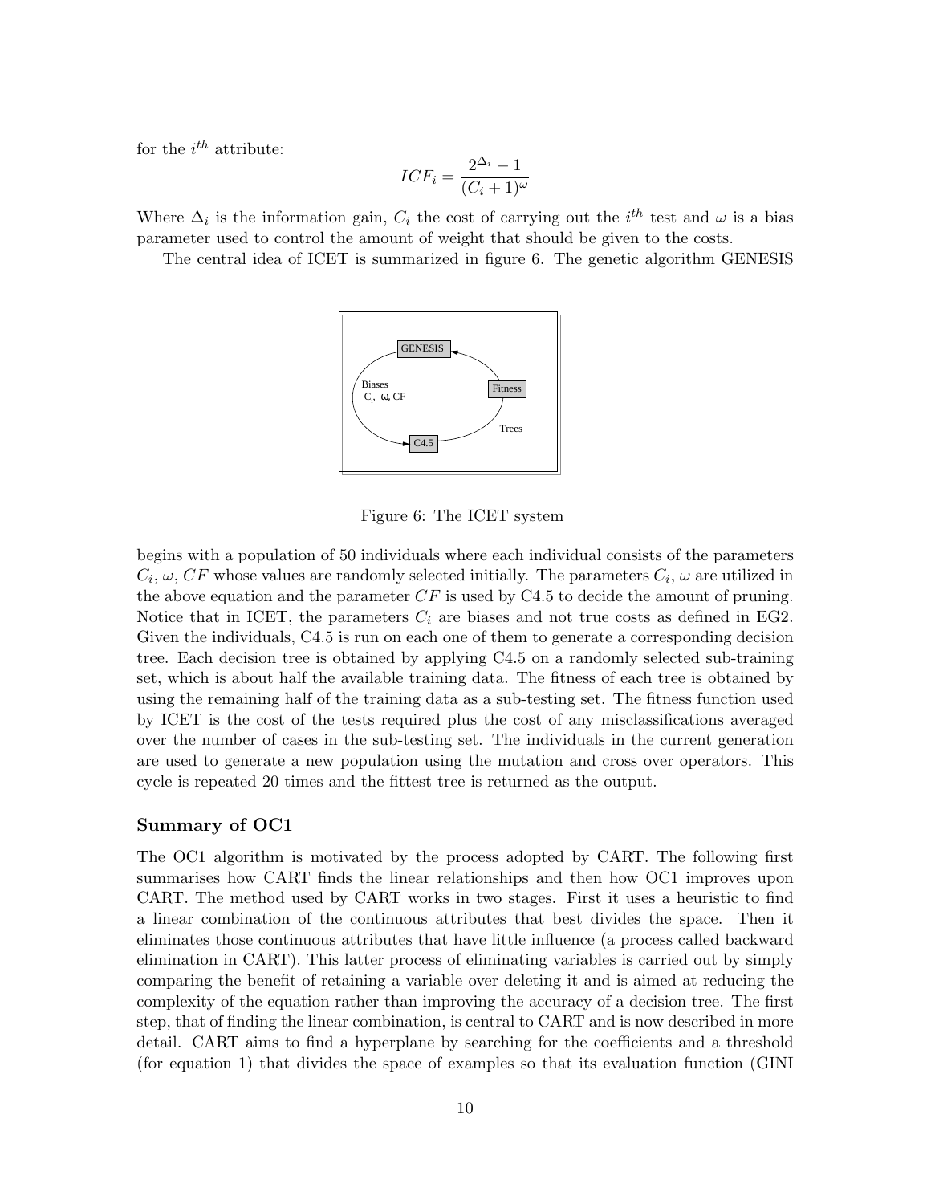for the $i^{th}$ attribute:

$$ICF_i = \frac{2^{\Delta_i} - 1}{(C_i + 1)^{\omega}}$$

Where $\Delta_i$ is the information gain, $C_i$ the cost of carrying out the $i^{th}$ test and $\omega$ is a bias parameter used to control the amount of weight that should be given to the costs.

The central idea of ICET is summarized in figure 6. The genetic algorithm GENESIS

Figure 6: The ICET system

begins with a population of 50 individuals where each individual consists of the parameters $C_i$, $\omega$, $CF$ whose values are randomly selected initially. The parameters $C_i$, $\omega$ are utilized in the above equation and the parameter $CF$ is used by C4.5 to decide the amount of pruning. Notice that in ICET, the parameters $C_i$ are biases and not true costs as defined in EG2. Given the individuals, C4.5 is run on each one of them to generate a corresponding decision tree. Each decision tree is obtained by applying C4.5 on a randomly selected sub-training set, which is about half the available training data. The fitness of each tree is obtained by using the remaining half of the training data as a sub-testing set. The fitness function used by ICET is the cost of the tests required plus the cost of any misclassifications averaged over the number of cases in the sub-testing set. The individuals in the current generation are used to generate a new population using the mutation and cross over operators. This cycle is repeated 20 times and the fittest tree is returned as the output.

### Summary of OC1

The OC1 algorithm is motivated by the process adopted by CART. The following first summarises how CART finds the linear relationships and then how OC1 improves upon CART. The method used by CART works in two stages. First it uses a heuristic to find a linear combination of the continuous attributes that best divides the space. Then it eliminates those continuous attributes that have little influence (a process called backward elimination in CART). This latter process of eliminating variables is carried out by simply comparing the benefit of retaining a variable over deleting it and is aimed at reducing the complexity of the equation rather than improving the accuracy of a decision tree. The first step, that of finding the linear combination, is central to CART and is now described in more detail. CART aims to find a hyperplane by searching for the coefficients and a threshold (for equation 1) that divides the space of examples so that its evaluation function (GINI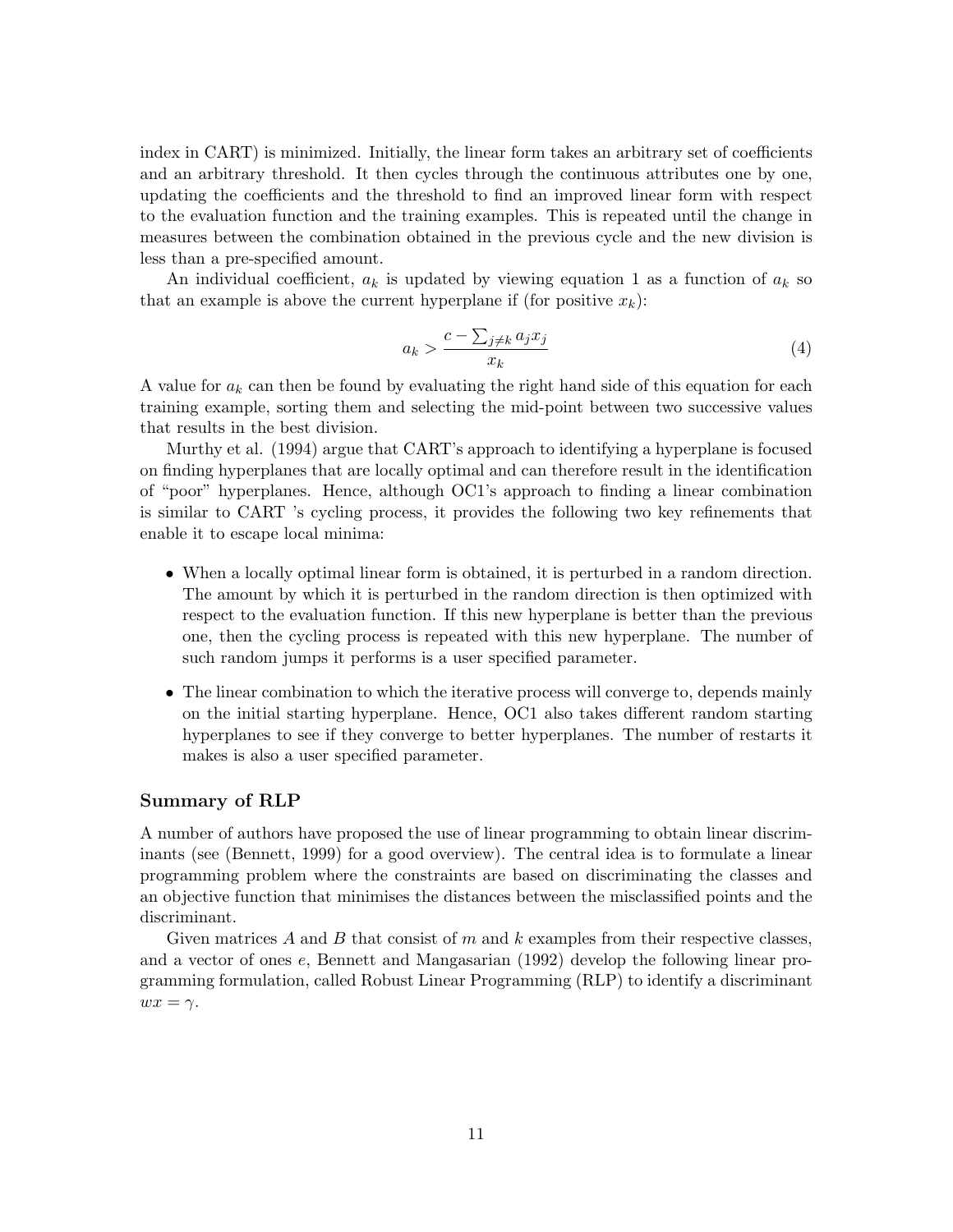index in CART) is minimized. Initially, the linear form takes an arbitrary set of coefficients and an arbitrary threshold. It then cycles through the continuous attributes one by one, updating the coefficients and the threshold to find an improved linear form with respect to the evaluation function and the training examples. This is repeated until the change in measures between the combination obtained in the previous cycle and the new division is less than a pre-specified amount.

An individual coefficient, $a_k$ is updated by viewing equation 1 as a function of $a_k$ so that an example is above the current hyperplane if (for positive $x_k$):

$$a_k > \frac{c - \sum_{j \neq k} a_j x_j}{x_k} \tag{4}$$

A value for $a_k$ can then be found by evaluating the right hand side of this equation for each training example, sorting them and selecting the mid-point between two successive values that results in the best division.

Murthy et al. (1994) argue that CART's approach to identifying a hyperplane is focused on finding hyperplanes that are locally optimal and can therefore result in the identification of "poor" hyperplanes. Hence, although OC1's approach to finding a linear combination is similar to CART 's cycling process, it provides the following two key refinements that enable it to escape local minima:

- When a locally optimal linear form is obtained, it is perturbed in a random direction. The amount by which it is perturbed in the random direction is then optimized with respect to the evaluation function. If this new hyperplane is better than the previous one, then the cycling process is repeated with this new hyperplane. The number of such random jumps it performs is a user specified parameter.
- The linear combination to which the iterative process will converge to, depends mainly on the initial starting hyperplane. Hence, OC1 also takes different random starting hyperplanes to see if they converge to better hyperplanes. The number of restarts it makes is also a user specified parameter.

### Summary of RLP

A number of authors have proposed the use of linear programming to obtain linear discriminants (see (Bennett, 1999) for a good overview). The central idea is to formulate a linear programming problem where the constraints are based on discriminating the classes and an objective function that minimises the distances between the misclassified points and the discriminant.

Given matrices $A$ and $B$ that consist of $m$ and $k$ examples from their respective classes, and a vector of ones $e$, Bennett and Mangasarian (1992) develop the following linear programming formulation, called Robust Linear Programming (RLP) to identify a discriminant $wx = \gamma$.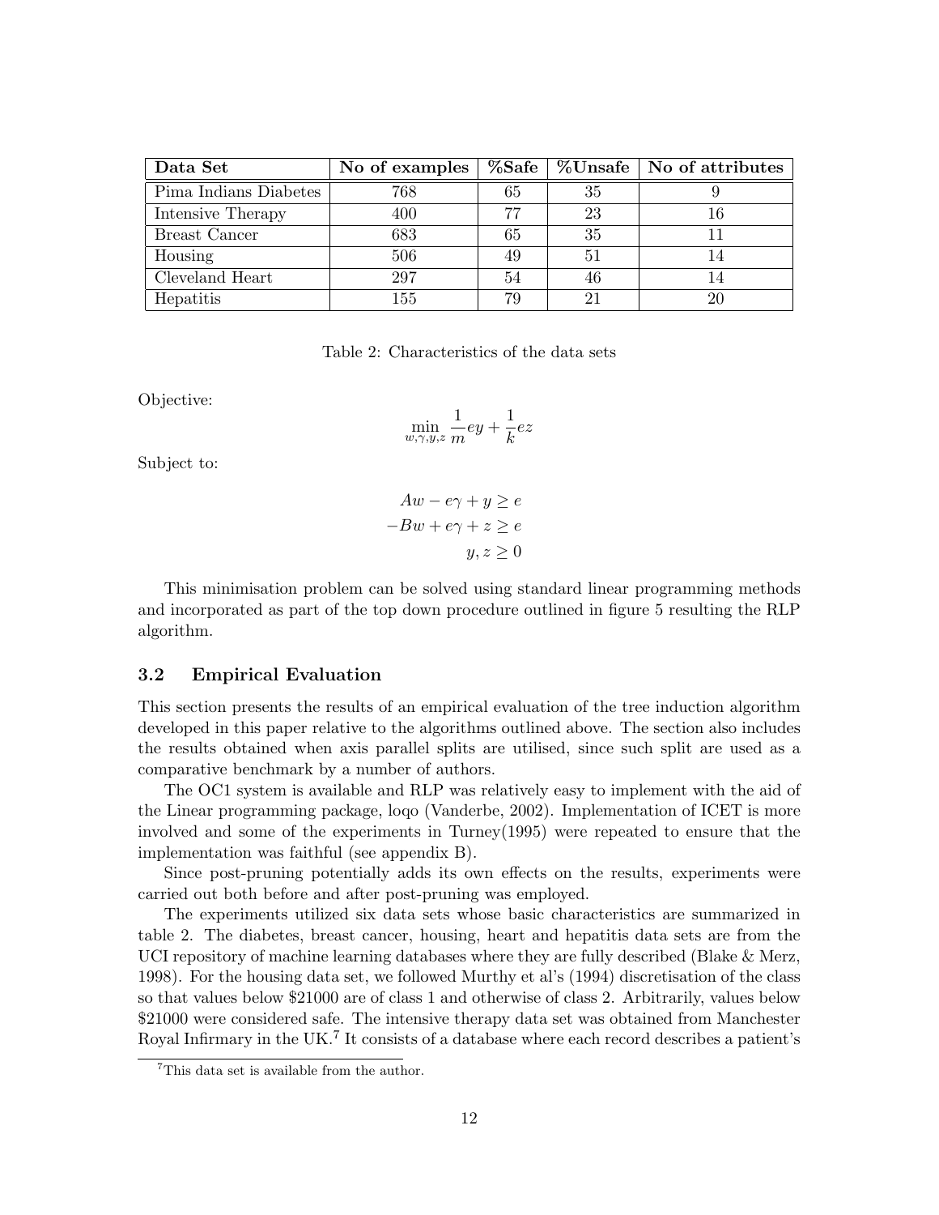| Data Set | No of examples | %Safe | %Unsafe | No of attributes |
|---|---|---|---|---|
| Pima Indians Diabetes | 768 | 65 | 35 | 9 |
| Intensive Therapy | 400 | 77 | 23 | 16 |
| Breast Cancer | 683 | 65 | 35 | 11 |
| Housing | 506 | 49 | 51 | 14 |
| Cleveland Heart | 297 | 54 | 46 | 14 |
| Hepatitis | 155 | 79 | 21 | 20 |

Table 2: Characteristics of the data sets

Objective:

$$\min_{w,\gamma,y,z} \frac{1}{m}ey + \frac{1}{k}ez$$

Subject to:

$$Aw - e\gamma + y \geq e$$

$$-Bw + e\gamma + z \geq e$$

$$y, z \geq 0$$

This minimisation problem can be solved using standard linear programming methods and incorporated as part of the top down procedure outlined in figure 5 resulting the RLP algorithm.

### 3.2 Empirical Evaluation

This section presents the results of an empirical evaluation of the tree induction algorithm developed in this paper relative to the algorithms outlined above. The section also includes the results obtained when axis parallel splits are utilised, since such split are used as a comparative benchmark by a number of authors.

The OC1 system is available and RLP was relatively easy to implement with the aid of the Linear programming package, loqo (Vanderbe, 2002). Implementation of ICET is more involved and some of the experiments in Turney(1995) were repeated to ensure that the implementation was faithful (see appendix B).

Since post-pruning potentially adds its own effects on the results, experiments were carried out both before and after post-pruning was employed.

The experiments utilized six data sets whose basic characteristics are summarized in table 2. The diabetes, breast cancer, housing, heart and hepatitis data sets are from the UCI repository of machine learning databases where they are fully described (Blake & Merz, 1998). For the housing data set, we followed Murthy et al's (1994) discretisation of the class so that values below \$21000 are of class 1 and otherwise of class 2. Arbitrarily, values below \$21000 were considered safe. The intensive therapy data set was obtained from Manchester Royal Infirmary in the UK.[7] It consists of a database where each record describes a patient's

[7] This data set is available from the author.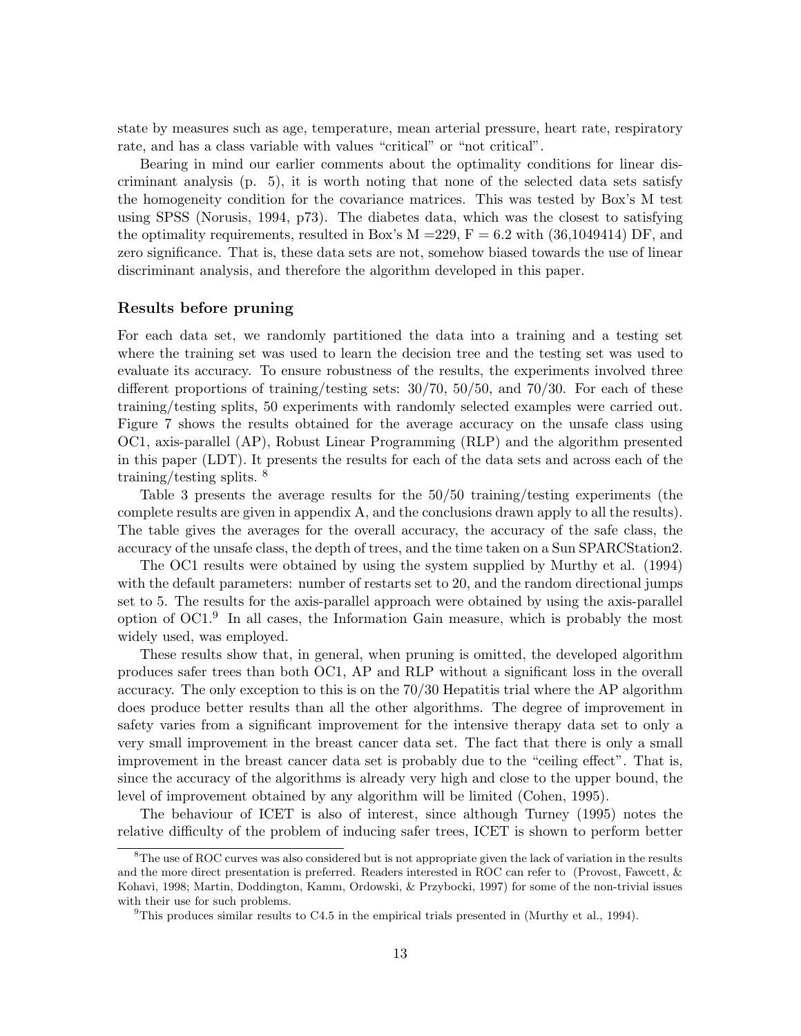state by measures such as age, temperature, mean arterial pressure, heart rate, respiratory rate, and has a class variable with values "critical" or "not critical".

Bearing in mind our earlier comments about the optimality conditions for linear discriminant analysis (p. 5), it is worth noting that none of the selected data sets satisfy the homogeneity condition for the covariance matrices. This was tested by Box's M test using SPSS (Norusis, 1994, p73). The diabetes data, which was the closest to satisfying the optimality requirements, resulted in Box's M =229, F = 6.2 with (36,1049414) DF, and zero significance. That is, these data sets are not, somehow biased towards the use of linear discriminant analysis, and therefore the algorithm developed in this paper.

### Results before pruning

For each data set, we randomly partitioned the data into a training and a testing set where the training set was used to learn the decision tree and the testing set was used to evaluate its accuracy. To ensure robustness of the results, the experiments involved three different proportions of training/testing sets: 30/70, 50/50, and 70/30. For each of these training/testing splits, 50 experiments with randomly selected examples were carried out. Figure 7 shows the results obtained for the average accuracy on the unsafe class using OC1, axis-parallel (AP), Robust Linear Programming (RLP) and the algorithm presented in this paper (LDT). It presents the results for each of the data sets and across each of the training/testing splits. [8]

Table 3 presents the average results for the 50/50 training/testing experiments (the complete results are given in appendix A, and the conclusions drawn apply to all the results). The table gives the averages for the overall accuracy, the accuracy of the safe class, the accuracy of the unsafe class, the depth of trees, and the time taken on a Sun SPARCStation2.

The OC1 results were obtained by using the system supplied by Murthy et al. (1994) with the default parameters: number of restarts set to 20, and the random directional jumps set to 5. The results for the axis-parallel approach were obtained by using the axis-parallel option of OC1.[9] In all cases, the Information Gain measure, which is probably the most widely used, was employed.

These results show that, in general, when pruning is omitted, the developed algorithm produces safer trees than both OC1, AP and RLP without a significant loss in the overall accuracy. The only exception to this is on the 70/30 Hepatitis trial where the AP algorithm does produce better results than all the other algorithms. The degree of improvement in safety varies from a significant improvement for the intensive therapy data set to only a very small improvement in the breast cancer data set. The fact that there is only a small improvement in the breast cancer data set is probably due to the "ceiling effect". That is, since the accuracy of the algorithms is already very high and close to the upper bound, the level of improvement obtained by any algorithm will be limited (Cohen, 1995).

The behaviour of ICET is also of interest, since although Turney (1995) notes the relative difficulty of the problem of inducing safer trees, ICET is shown to perform better

[8] The use of ROC curves was also considered but is not appropriate given the lack of variation in the results and the more direct presentation is preferred. Readers interested in ROC can refer to (Provost, Fawcett, & Kohavi, 1998; Martin, Doddington, Kamm, Ordowski, & Przybocki, 1997) for some of the non-trivial issues with their use for such problems.

[9] This produces similar results to C4.5 in the empirical trials presented in (Murthy et al., 1994).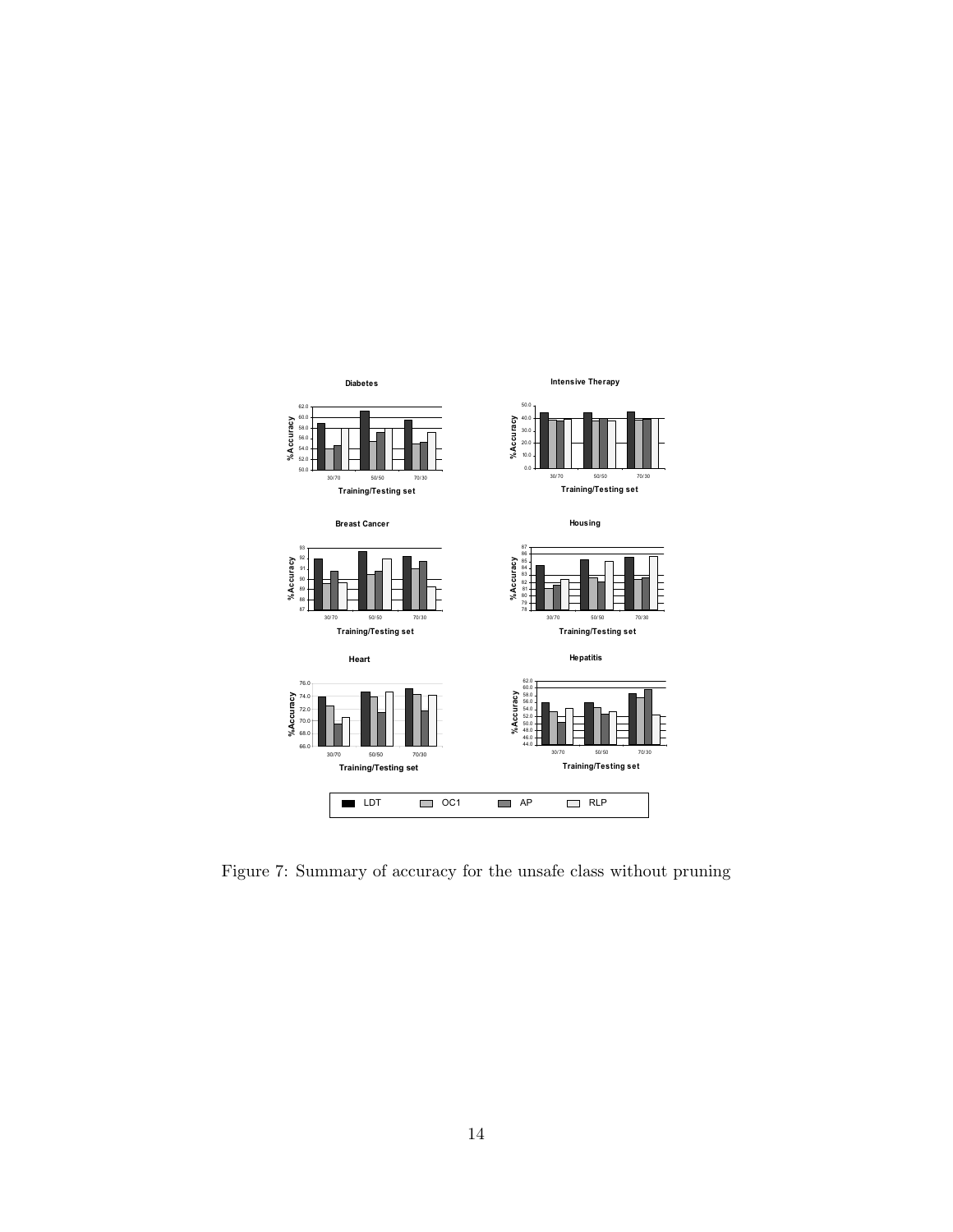Figure 7: Summary of accuracy for the unsafe class without pruning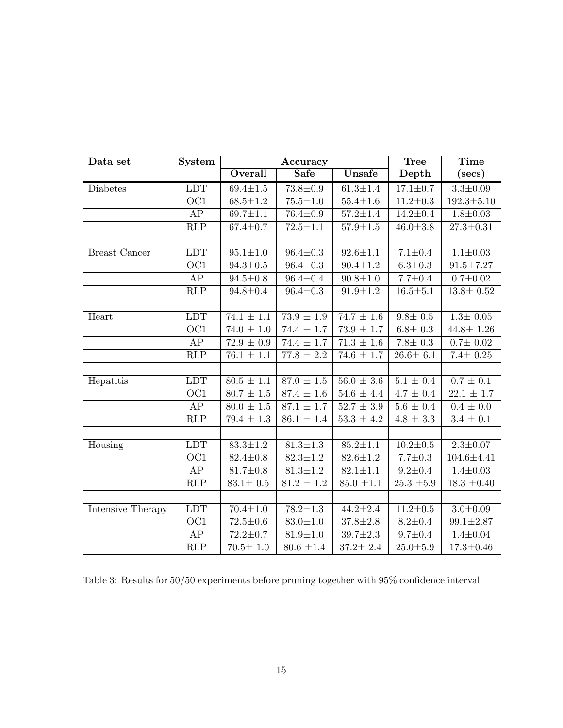| Data set | System | Accuracy | | | Tree | Time |
|---|---|---|---|---|---|---|
| | | Overall | Safe | Unsafe | Depth | (secs) |
| Diabetes | LDT | 69.4±1.5 | 73.8±0.9 | 61.3±1.4 | 17.1±0.7 | 3.3±0.09 |
| | OC1 | 68.5±1.2 | 75.5±1.0 | 55.4±1.6 | 11.2±0.3 | 192.3±5.10 |
| | AP | 69.7±1.1 | 76.4±0.9 | 57.2±1.4 | 14.2±0.4 | 1.8±0.03 |
| | RLP | 67.4±0.7 | 72.5±1.1 | 57.9±1.5 | 46.0±3.8 | 27.3±0.31 |
| | | | | | | |
| Breast Cancer | LDT | 95.1±1.0 | 96.4±0.3 | 92.6±1.1 | 7.1±0.4 | 1.1±0.03 |
| | OC1 | 94.3±0.5 | 96.4±0.3 | 90.4±1.2 | 6.3±0.3 | 91.5±7.27 |
| | AP | 94.5±0.8 | 96.4±0.4 | 90.8±1.0 | 7.7±0.4 | 0.7±0.02 |
| | RLP | 94.8±0.4 | 96.4±0.3 | 91.9±1.2 | 16.5±5.1 | 13.8± 0.52 |
| | | | | | | |
| Heart | LDT | 74.1 ± 1.1 | 73.9 ± 1.9 | 74.7 ± 1.6 | 9.8± 0.5 | 1.3± 0.05 |
| | OC1 | 74.0 ± 1.0 | 74.4 ± 1.7 | 73.9 ± 1.7 | 6.8± 0.3 | 44.8± 1.26 |
| | AP | 72.9 ± 0.9 | 74.4 ± 1.7 | 71.3 ± 1.6 | 7.8± 0.3 | 0.7± 0.02 |
| | RLP | 76.1 ± 1.1 | 77.8 ± 2.2 | 74.6 ± 1.7 | 26.6± 6.1 | 7.4± 0.25 |
| | | | | | | |
| Hepatitis | LDT | 80.5 ± 1.1 | 87.0 ± 1.5 | 56.0 ± 3.6 | 5.1 ± 0.4 | 0.7 ± 0.1 |
| | OC1 | 80.7 ± 1.5 | 87.4 ± 1.6 | 54.6 ± 4.4 | 4.7 ± 0.4 | 22.1 ± 1.7 |
| | AP | 80.0 ± 1.5 | 87.1 ± 1.7 | 52.7 ± 3.9 | 5.6 ± 0.4 | 0.4 ± 0.0 |
| | RLP | 79.4 ± 1.3 | 86.1 ± 1.4 | 53.3 ± 4.2 | 4.8 ± 3.3 | 3.4 ± 0.1 |
| | | | | | | |
| Housing | LDT | 83.3±1.2 | 81.3±1.3 | 85.2±1.1 | 10.2±0.5 | 2.3±0.07 |
| | OC1 | 82.4±0.8 | 82.3±1.2 | 82.6±1.2 | 7.7±0.3 | 104.6±4.41 |
| | AP | 81.7±0.8 | 81.3±1.2 | 82.1±1.1 | 9.2±0.4 | 1.4±0.03 |
| | RLP | 83.1± 0.5 | 81.2 ± 1.2 | 85.0 ±1.1 | 25.3 ±5.9 | 18.3 ±0.40 |
| | | | | | | |
| Intensive Therapy | LDT | 70.4±1.0 | 78.2±1.3 | 44.2±2.4 | 11.2±0.5 | 3.0±0.09 |
| | OC1 | 72.5±0.6 | 83.0±1.0 | 37.8±2.8 | 8.2±0.4 | 99.1±2.87 |
| | AP | 72.2±0.7 | 81.9±1.0 | 39.7±2.3 | 9.7±0.4 | 1.4±0.04 |
| | RLP | 70.5± 1.0 | 80.6 ±1.4 | 37.2± 2.4 | 25.0±5.9 | 17.3±0.46 |

Table 3: Results for 50/50 experiments before pruning together with 95% confidence interval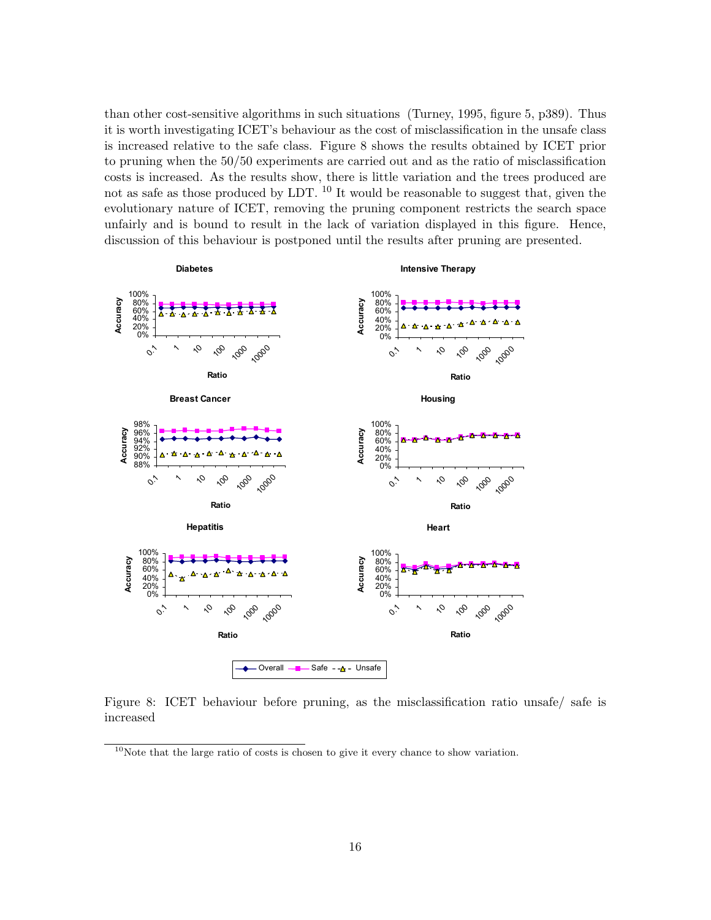than other cost-sensitive algorithms in such situations (Turney, 1995, figure 5, p389). Thus it is worth investigating ICET's behaviour as the cost of misclassification in the unsafe class is increased relative to the safe class. Figure 8 shows the results obtained by ICET prior to pruning when the 50/50 experiments are carried out and as the ratio of misclassification costs is increased. As the results show, there is little variation and the trees produced are not as safe as those produced by LDT. [10] It would be reasonable to suggest that, given the evolutionary nature of ICET, removing the pruning component restricts the search space unfairly and is bound to result in the lack of variation displayed in this figure. Hence, discussion of this behaviour is postponed until the results after pruning are presented.

Figure 8: ICET behaviour before pruning, as the misclassification ratio unsafe/ safe is increased

[10] Note that the large ratio of costs is chosen to give it every chance to show variation.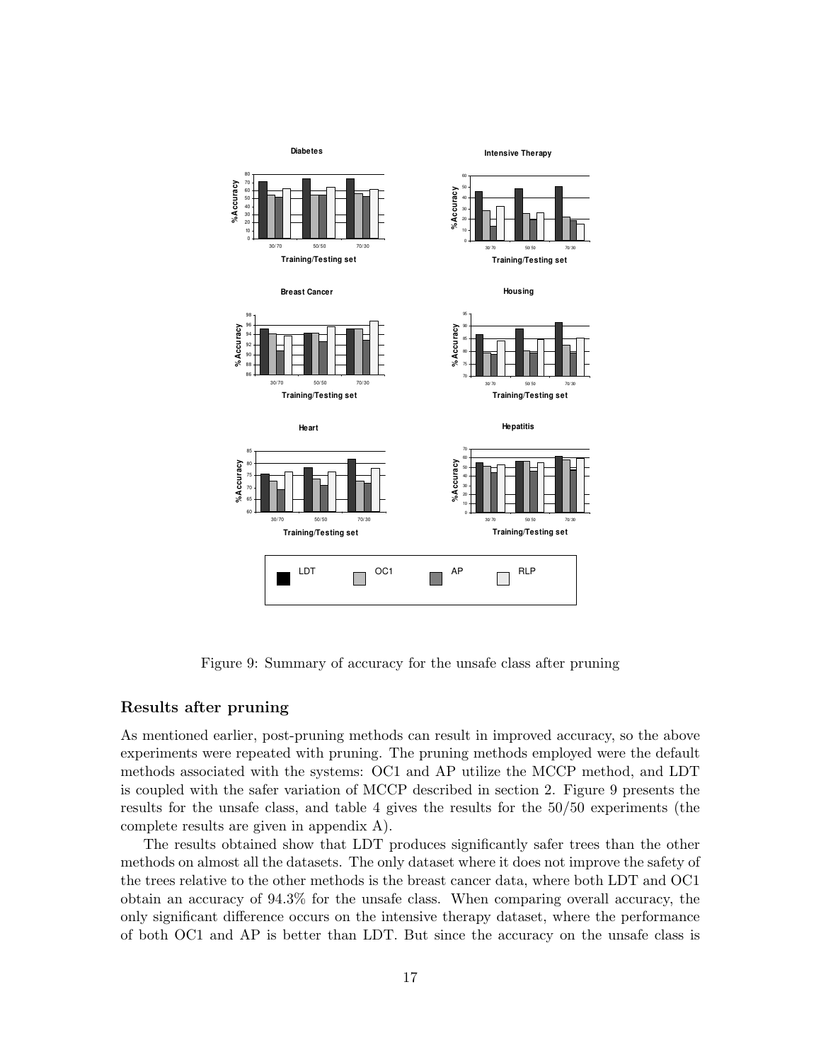Figure 9: Summary of accuracy for the unsafe class after pruning

### Results after pruning

As mentioned earlier, post-pruning methods can result in improved accuracy, so the above experiments were repeated with pruning. The pruning methods employed were the default methods associated with the systems: OC1 and AP utilize the MCCP method, and LDT is coupled with the safer variation of MCCP described in section 2. Figure 9 presents the results for the unsafe class, and table 4 gives the results for the 50/50 experiments (the complete results are given in appendix A).

The results obtained show that LDT produces significantly safer trees than the other methods on almost all the datasets. The only dataset where it does not improve the safety of the trees relative to the other methods is the breast cancer data, where both LDT and OC1 obtain an accuracy of 94.3% for the unsafe class. When comparing overall accuracy, the only significant difference occurs on the intensive therapy dataset, where the performance of both OC1 and AP is better than LDT. But since the accuracy on the unsafe class is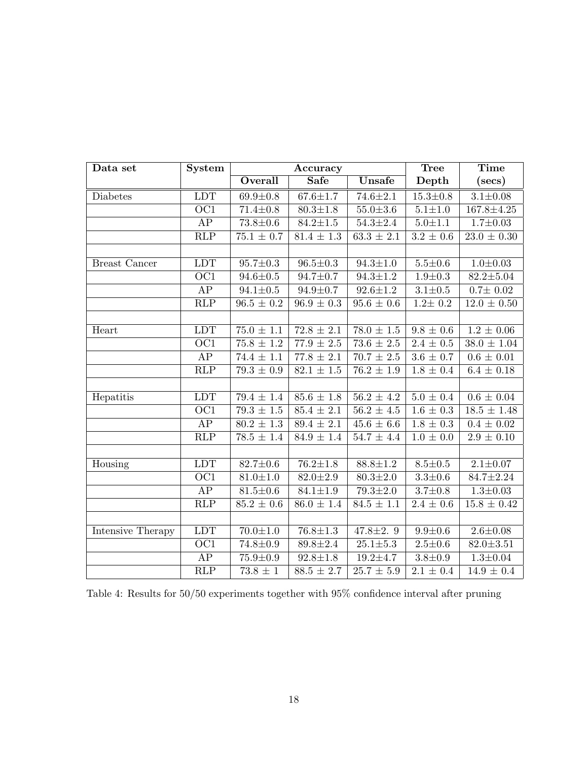| Data set | System | Accuracy | | | Tree | Time |
|---|---|---|---|---|---|---|
| | | **Overall** | **Safe** | **Unsafe** | **Depth** | **(secs)** |
| Diabetes | LDT | 69.9±0.8 | 67.6±1.7 | 74.6±2.1 | 15.3±0.8 | 3.1±0.08 |
| | OC1 | 71.4±0.8 | 80.3±1.8 | 55.0±3.6 | 5.1±1.0 | 167.8±4.25 |
| | AP | 73.8±0.6 | 84.2±1.5 | 54.3±2.4 | 5.0±1.1 | 1.7±0.03 |
| | RLP | 75.1 ± 0.7 | 81.4 ± 1.3 | 63.3 ± 2.1 | 3.2 ± 0.6 | 23.0 ± 0.30 |
| | | | | | | |
| Breast Cancer | LDT | 95.7±0.3 | 96.5±0.3 | 94.3±1.0 | 5.5±0.6 | 1.0±0.03 |
| | OC1 | 94.6±0.5 | 94.7±0.7 | 94.3±1.2 | 1.9±0.3 | 82.2±5.04 |
| | AP | 94.1±0.5 | 94.9±0.7 | 92.6±1.2 | 3.1±0.5 | 0.7± 0.02 |
| | RLP | 96.5 ± 0.2 | 96.9 ± 0.3 | 95.6 ± 0.6 | 1.2± 0.2 | 12.0 ± 0.50 |
| | | | | | | |
| Heart | LDT | 75.0 ± 1.1 | 72.8 ± 2.1 | 78.0 ± 1.5 | 9.8 ± 0.6 | 1.2 ± 0.06 |
| | OC1 | 75.8 ± 1.2 | 77.9 ± 2.5 | 73.6 ± 2.5 | 2.4 ± 0.5 | 38.0 ± 1.04 |
| | AP | 74.4 ± 1.1 | 77.8 ± 2.1 | 70.7 ± 2.5 | 3.6 ± 0.7 | 0.6 ± 0.01 |
| | RLP | 79.3 ± 0.9 | 82.1 ± 1.5 | 76.2 ± 1.9 | 1.8 ± 0.4 | 6.4 ± 0.18 |
| | | | | | | |
| Hepatitis | LDT | 79.4 ± 1.4 | 85.6 ± 1.8 | 56.2 ± 4.2 | 5.0 ± 0.4 | 0.6 ± 0.04 |
| | OC1 | 79.3 ± 1.5 | 85.4 ± 2.1 | 56.2 ± 4.5 | 1.6 ± 0.3 | 18.5 ± 1.48 |
| | AP | 80.2 ± 1.3 | 89.4 ± 2.1 | 45.6 ± 6.6 | 1.8 ± 0.3 | 0.4 ± 0.02 |
| | RLP | 78.5 ± 1.4 | 84.9 ± 1.4 | 54.7 ± 4.4 | 1.0 ± 0.0 | 2.9 ± 0.10 |
| | | | | | | |
| Housing | LDT | 82.7±0.6 | 76.2±1.8 | 88.8±1.2 | 8.5±0.5 | 2.1±0.07 |
| | OC1 | 81.0±1.0 | 82.0±2.9 | 80.3±2.0 | 3.3±0.6 | 84.7±2.24 |
| | AP | 81.5±0.6 | 84.1±1.9 | 79.3±2.0 | 3.7±0.8 | 1.3±0.03 |
| | RLP | 85.2 ± 0.6 | 86.0 ± 1.4 | 84.5 ± 1.1 | 2.4 ± 0.6 | 15.8 ± 0.42 |
| | | | | | | |
| Intensive Therapy | LDT | 70.0±1.0 | 76.8±1.3 | 47.8±2. 9 | 9.9±0.6 | 2.6±0.08 |
| | OC1 | 74.8±0.9 | 89.8±2.4 | 25.1±5.3 | 2.5±0.6 | 82.0±3.51 |
| | AP | 75.9±0.9 | 92.8±1.8 | 19.2±4.7 | 3.8±0.9 | 1.3±0.04 |
| | RLP | 73.8 ± 1 | 88.5 ± 2.7 | 25.7 ± 5.9 | 2.1 ± 0.4 | 14.9 ± 0.4 |

Table 4: Results for 50/50 experiments together with 95% confidence interval after pruning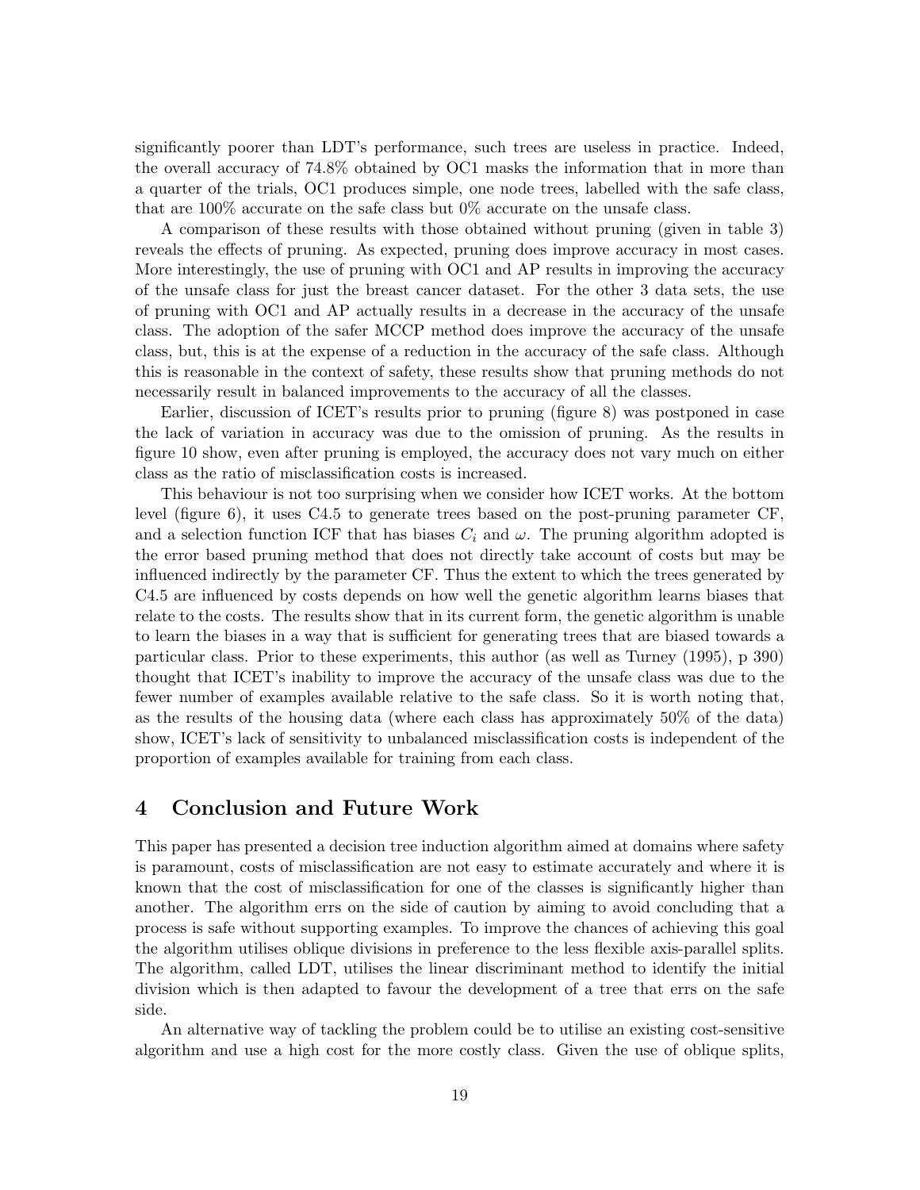significantly poorer than LDT's performance, such trees are useless in practice. Indeed, the overall accuracy of 74.8% obtained by OC1 masks the information that in more than a quarter of the trials, OC1 produces simple, one node trees, labelled with the safe class, that are 100% accurate on the safe class but 0% accurate on the unsafe class.

A comparison of these results with those obtained without pruning (given in table 3) reveals the effects of pruning. As expected, pruning does improve accuracy in most cases. More interestingly, the use of pruning with OC1 and AP results in improving the accuracy of the unsafe class for just the breast cancer dataset. For the other 3 data sets, the use of pruning with OC1 and AP actually results in a decrease in the accuracy of the unsafe class. The adoption of the safer MCCP method does improve the accuracy of the unsafe class, but, this is at the expense of a reduction in the accuracy of the safe class. Although this is reasonable in the context of safety, these results show that pruning methods do not necessarily result in balanced improvements to the accuracy of all the classes.

Earlier, discussion of ICET's results prior to pruning (figure 8) was postponed in case the lack of variation in accuracy was due to the omission of pruning. As the results in figure 10 show, even after pruning is employed, the accuracy does not vary much on either class as the ratio of misclassification costs is increased.

This behaviour is not too surprising when we consider how ICET works. At the bottom level (figure 6), it uses C4.5 to generate trees based on the post-pruning parameter CF, and a selection function ICF that has biases $C_i$ and $\omega$. The pruning algorithm adopted is the error based pruning method that does not directly take account of costs but may be influenced indirectly by the parameter CF. Thus the extent to which the trees generated by C4.5 are influenced by costs depends on how well the genetic algorithm learns biases that relate to the costs. The results show that in its current form, the genetic algorithm is unable to learn the biases in a way that is sufficient for generating trees that are biased towards a particular class. Prior to these experiments, this author (as well as Turney (1995), p 390) thought that ICET's inability to improve the accuracy of the unsafe class was due to the fewer number of examples available relative to the safe class. So it is worth noting that, as the results of the housing data (where each class has approximately 50% of the data) show, ICET's lack of sensitivity to unbalanced misclassification costs is independent of the proportion of examples available for training from each class.

## 4 Conclusion and Future Work

This paper has presented a decision tree induction algorithm aimed at domains where safety is paramount, costs of misclassification are not easy to estimate accurately and where it is known that the cost of misclassification for one of the classes is significantly higher than another. The algorithm errs on the side of caution by aiming to avoid concluding that a process is safe without supporting examples. To improve the chances of achieving this goal the algorithm utilises oblique divisions in preference to the less flexible axis-parallel splits. The algorithm, called LDT, utilises the linear discriminant method to identify the initial division which is then adapted to favour the development of a tree that errs on the safe side.

An alternative way of tackling the problem could be to utilise an existing cost-sensitive algorithm and use a high cost for the more costly class. Given the use of oblique splits,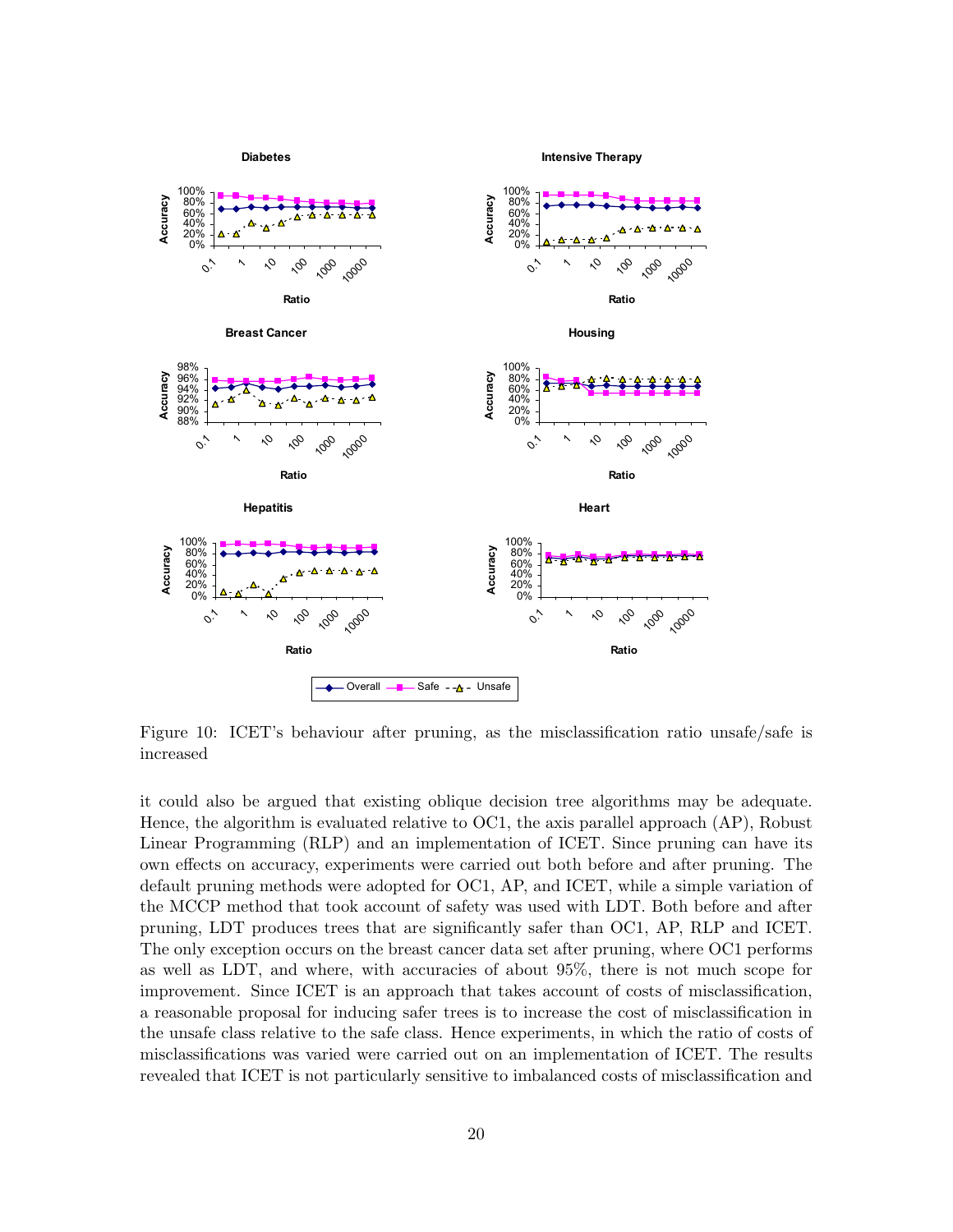Figure 10: ICET's behaviour after pruning, as the misclassification ratio unsafe/safe is increased

it could also be argued that existing oblique decision tree algorithms may be adequate. Hence, the algorithm is evaluated relative to OC1, the axis parallel approach (AP), Robust Linear Programming (RLP) and an implementation of ICET. Since pruning can have its own effects on accuracy, experiments were carried out both before and after pruning. The default pruning methods were adopted for OC1, AP, and ICET, while a simple variation of the MCCP method that took account of safety was used with LDT. Both before and after pruning, LDT produces trees that are significantly safer than OC1, AP, RLP and ICET. The only exception occurs on the breast cancer data set after pruning, where OC1 performs as well as LDT, and where, with accuracies of about 95%, there is not much scope for improvement. Since ICET is an approach that takes account of costs of misclassification, a reasonable proposal for inducing safer trees is to increase the cost of misclassification in the unsafe class relative to the safe class. Hence experiments, in which the ratio of costs of misclassifications was varied were carried out on an implementation of ICET. The results revealed that ICET is not particularly sensitive to imbalanced costs of misclassification and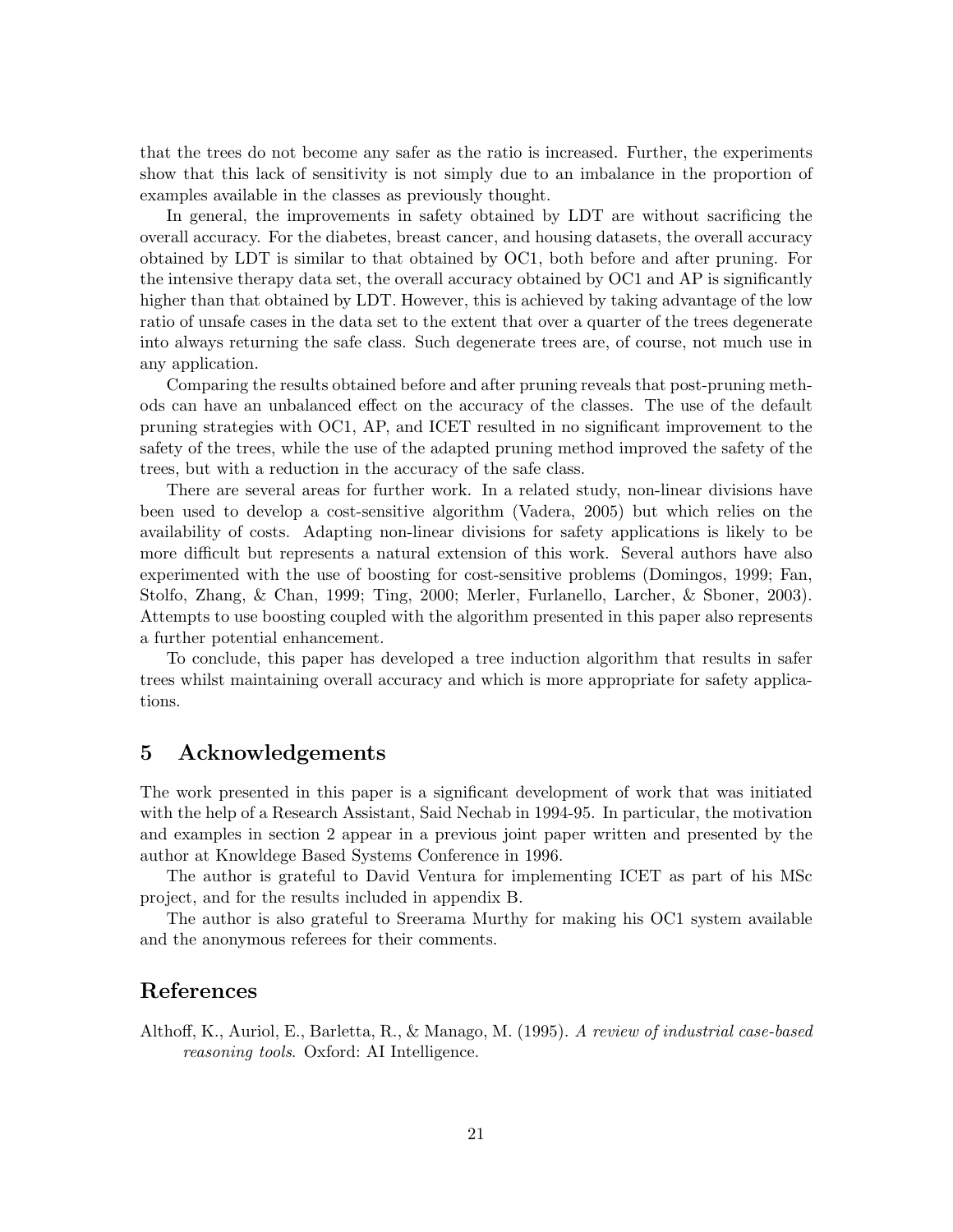that the trees do not become any safer as the ratio is increased. Further, the experiments show that this lack of sensitivity is not simply due to an imbalance in the proportion of examples available in the classes as previously thought.

In general, the improvements in safety obtained by LDT are without sacrificing the overall accuracy. For the diabetes, breast cancer, and housing datasets, the overall accuracy obtained by LDT is similar to that obtained by OC1, both before and after pruning. For the intensive therapy data set, the overall accuracy obtained by OC1 and AP is significantly higher than that obtained by LDT. However, this is achieved by taking advantage of the low ratio of unsafe cases in the data set to the extent that over a quarter of the trees degenerate into always returning the safe class. Such degenerate trees are, of course, not much use in any application.

Comparing the results obtained before and after pruning reveals that post-pruning methods can have an unbalanced effect on the accuracy of the classes. The use of the default pruning strategies with OC1, AP, and ICET resulted in no significant improvement to the safety of the trees, while the use of the adapted pruning method improved the safety of the trees, but with a reduction in the accuracy of the safe class.

There are several areas for further work. In a related study, non-linear divisions have been used to develop a cost-sensitive algorithm (Vadera, 2005) but which relies on the availability of costs. Adapting non-linear divisions for safety applications is likely to be more difficult but represents a natural extension of this work. Several authors have also experimented with the use of boosting for cost-sensitive problems (Domingos, 1999; Fan, Stolfo, Zhang, & Chan, 1999; Ting, 2000; Merler, Furlanello, Larcher, & Sboner, 2003). Attempts to use boosting coupled with the algorithm presented in this paper also represents a further potential enhancement.

To conclude, this paper has developed a tree induction algorithm that results in safer trees whilst maintaining overall accuracy and which is more appropriate for safety applications.

## 5 Acknowledgements

The work presented in this paper is a significant development of work that was initiated with the help of a Research Assistant, Said Nechab in 1994-95. In particular, the motivation and examples in section 2 appear in a previous joint paper written and presented by the author at Knowldege Based Systems Conference in 1996.

The author is grateful to David Ventura for implementing ICET as part of his MSc project, and for the results included in appendix B.

The author is also grateful to Sreerama Murthy for making his OC1 system available and the anonymous referees for their comments.

## References

Althoff, K., Auriol, E., Barletta, R., & Manago, M. (1995). *A review of industrial case-based reasoning tools*. Oxford: AI Intelligence.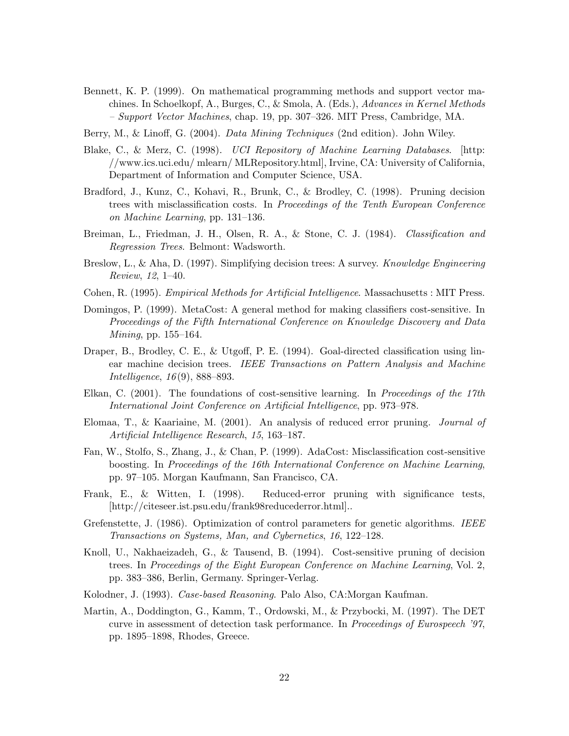Bennett, K. P. (1999). On mathematical programming methods and support vector machines. In Schoelkopf, A., Burges, C., & Smola, A. (Eds.), *Advances in Kernel Methods – Support Vector Machines*, chap. 19, pp. 307–326. MIT Press, Cambridge, MA.

Berry, M., & Linoff, G. (2004). *Data Mining Techniques* (2nd edition). John Wiley.

Blake, C., & Merz, C. (1998). *UCI Repository of Machine Learning Databases*. [http://www.ics.uci.edu/ mlearn/ MLRepository.html], Irvine, CA: University of California, Department of Information and Computer Science, USA.

Bradford, J., Kunz, C., Kohavi, R., Brunk, C., & Brodley, C. (1998). Pruning decision trees with misclassification costs. In *Proceedings of the Tenth European Conference on Machine Learning*, pp. 131–136.

Breiman, L., Friedman, J. H., Olsen, R. A., & Stone, C. J. (1984). *Classification and Regression Trees*. Belmont: Wadsworth.

Breslow, L., & Aha, D. (1997). Simplifying decision trees: A survey. *Knowledge Engineering Review*, *12*, 1–40.

Cohen, R. (1995). *Empirical Methods for Artificial Intelligence*. Massachusetts : MIT Press.

Domingos, P. (1999). MetaCost: A general method for making classifiers cost-sensitive. In *Proceedings of the Fifth International Conference on Knowledge Discovery and Data Mining*, pp. 155–164.

Draper, B., Brodley, C. E., & Utgoff, P. E. (1994). Goal-directed classification using linear machine decision trees. *IEEE Transactions on Pattern Analysis and Machine Intelligence*, *16*(9), 888–893.

Elkan, C. (2001). The foundations of cost-sensitive learning. In *Proceedings of the 17th International Joint Conference on Artificial Intelligence*, pp. 973–978.

Elomaa, T., & Kaariaine, M. (2001). An analysis of reduced error pruning. *Journal of Artificial Intelligence Research*, *15*, 163–187.

Fan, W., Stolfo, S., Zhang, J., & Chan, P. (1999). AdaCost: Misclassification cost-sensitive boosting. In *Proceedings of the 16th International Conference on Machine Learning*, pp. 97–105. Morgan Kaufmann, San Francisco, CA.

Frank, E., & Witten, I. (1998). Reduced-error pruning with significance tests, [http://citeseer.ist.psu.edu/frank98reducederror.html]..

Grefenstette, J. (1986). Optimization of control parameters for genetic algorithms. *IEEE Transactions on Systems, Man, and Cybernetics*, *16*, 122–128.

Knoll, U., Nakhaeizadeh, G., & Tausend, B. (1994). Cost-sensitive pruning of decision trees. In *Proceedings of the Eight European Conference on Machine Learning*, Vol. 2, pp. 383–386, Berlin, Germany. Springer-Verlag.

Kolodner, J. (1993). *Case-based Reasoning*. Palo Also, CA:Morgan Kaufman.

Martin, A., Doddington, G., Kamm, T., Ordowski, M., & Przybocki, M. (1997). The DET curve in assessment of detection task performance. In *Proceedings of Eurospeech '97*, pp. 1895–1898, Rhodes, Greece.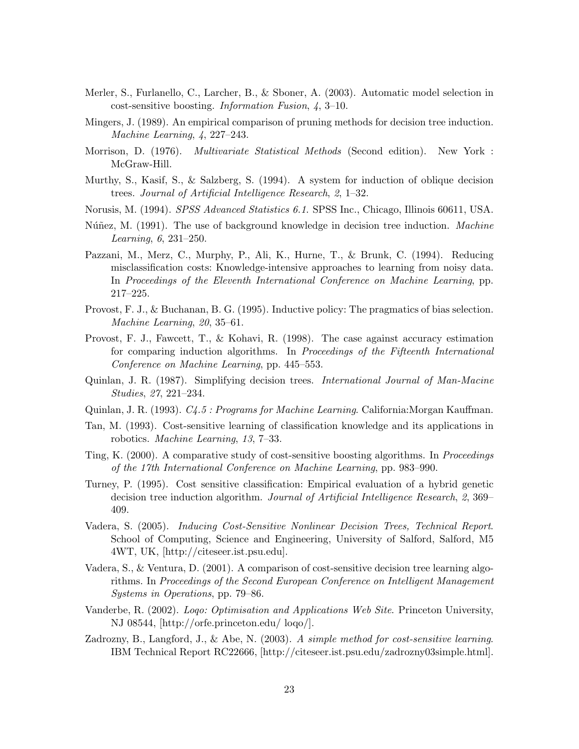Merler, S., Furlanello, C., Larcher, B., & Sboner, A. (2003). Automatic model selection in cost-sensitive boosting. *Information Fusion*, *4*, 3–10.

Mingers, J. (1989). An empirical comparison of pruning methods for decision tree induction. *Machine Learning*, *4*, 227–243.

Morrison, D. (1976). *Multivariate Statistical Methods* (Second edition). New York : McGraw-Hill.

Murthy, S., Kasif, S., & Salzberg, S. (1994). A system for induction of oblique decision trees. *Journal of Artificial Intelligence Research*, *2*, 1–32.

Norusis, M. (1994). *SPSS Advanced Statistics 6.1*. SPSS Inc., Chicago, Illinois 60611, USA.

Núñez, M. (1991). The use of background knowledge in decision tree induction. *Machine Learning*, *6*, 231–250.

Pazzani, M., Merz, C., Murphy, P., Ali, K., Hurne, T., & Brunk, C. (1994). Reducing misclassification costs: Knowledge-intensive approaches to learning from noisy data. In *Proceedings of the Eleventh International Conference on Machine Learning*, pp. 217–225.

Provost, F. J., & Buchanan, B. G. (1995). Inductive policy: The pragmatics of bias selection. *Machine Learning*, *20*, 35–61.

Provost, F. J., Fawcett, T., & Kohavi, R. (1998). The case against accuracy estimation for comparing induction algorithms. In *Proceedings of the Fifteenth International Conference on Machine Learning*, pp. 445–553.

Quinlan, J. R. (1987). Simplifying decision trees. *International Journal of Man-Macine Studies*, *27*, 221–234.

Quinlan, J. R. (1993). *C4.5 : Programs for Machine Learning*. California:Morgan Kauffman.

Tan, M. (1993). Cost-sensitive learning of classification knowledge and its applications in robotics. *Machine Learning*, *13*, 7–33.

Ting, K. (2000). A comparative study of cost-sensitive boosting algorithms. In *Proceedings of the 17th International Conference on Machine Learning*, pp. 983–990.

Turney, P. (1995). Cost sensitive classification: Empirical evaluation of a hybrid genetic decision tree induction algorithm. *Journal of Artificial Intelligence Research*, *2*, 369–409.

Vadera, S. (2005). *Inducing Cost-Sensitive Nonlinear Decision Trees, Technical Report*. School of Computing, Science and Engineering, University of Salford, Salford, M5 4WT, UK, [http://citeseer.ist.psu.edu].

Vadera, S., & Ventura, D. (2001). A comparison of cost-sensitive decision tree learning algorithms. In *Proceedings of the Second European Conference on Intelligent Management Systems in Operations*, pp. 79–86.

Vanderbe, R. (2002). *Loqo: Optimisation and Applications Web Site*. Princeton University, NJ 08544, [http://orfe.princeton.edu/ loqo/].

Zadrozny, B., Langford, J., & Abe, N. (2003). *A simple method for cost-sensitive learning*. IBM Technical Report RC22666, [http://citeseer.ist.psu.edu/zadrozny03simple.html].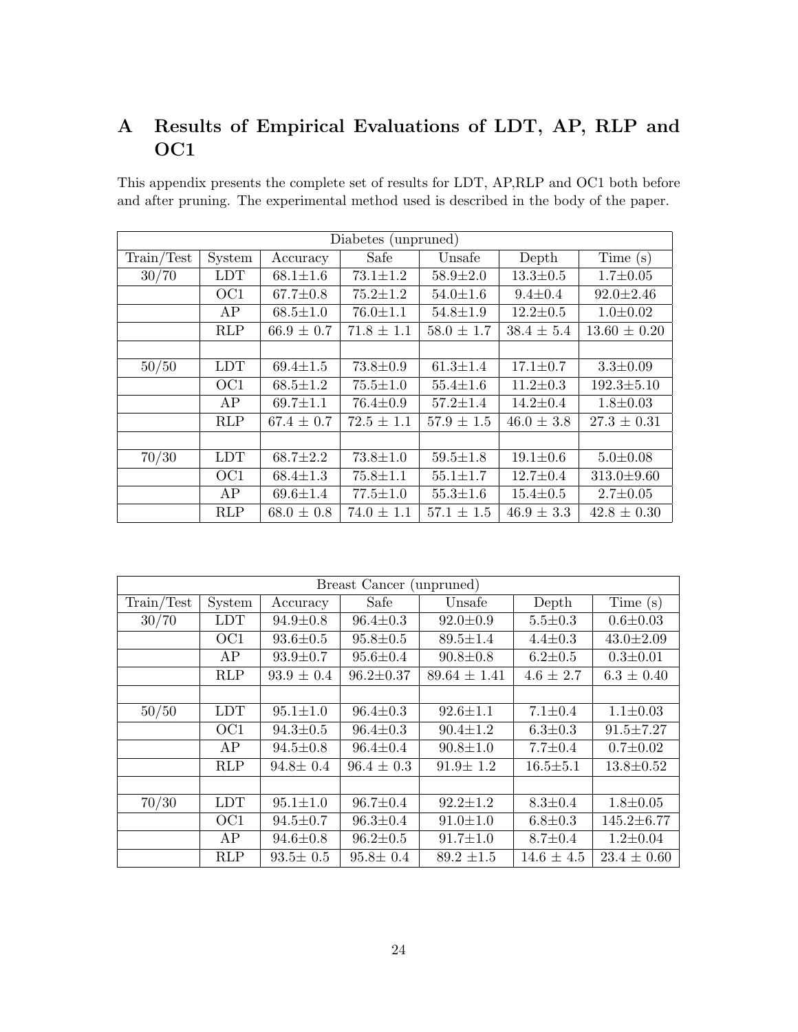# A Results of Empirical Evaluations of LDT, AP, RLP and OC1

This appendix presents the complete set of results for LDT, AP,RLP and OC1 both before and after pruning. The experimental method used is described in the body of the paper.

| Diabetes (unpruned) | | | | | | |
|---|---|---|---|---|---|---|
| Train/Test | System | Accuracy | Safe | Unsafe | Depth | Time (s) |
| 30/70 | LDT | 68.1±1.6 | 73.1±1.2 | 58.9±2.0 | 13.3±0.5 | 1.7±0.05 |
| | OC1 | 67.7±0.8 | 75.2±1.2 | 54.0±1.6 | 9.4±0.4 | 92.0±2.46 |
| | AP | 68.5±1.0 | 76.0±1.1 | 54.8±1.9 | 12.2±0.5 | 1.0±0.02 |
| | RLP | 66.9 ± 0.7 | 71.8 ± 1.1 | 58.0 ± 1.7 | 38.4 ± 5.4 | 13.60 ± 0.20 |
| | | | | | | |
| 50/50 | LDT | 69.4±1.5 | 73.8±0.9 | 61.3±1.4 | 17.1±0.7 | 3.3±0.09 |
| | OC1 | 68.5±1.2 | 75.5±1.0 | 55.4±1.6 | 11.2±0.3 | 192.3±5.10 |
| | AP | 69.7±1.1 | 76.4±0.9 | 57.2±1.4 | 14.2±0.4 | 1.8±0.03 |
| | RLP | 67.4 ± 0.7 | 72.5 ± 1.1 | 57.9 ± 1.5 | 46.0 ± 3.8 | 27.3 ± 0.31 |
| | | | | | | |
| 70/30 | LDT | 68.7±2.2 | 73.8±1.0 | 59.5±1.8 | 19.1±0.6 | 5.0±0.08 |
| | OC1 | 68.4±1.3 | 75.8±1.1 | 55.1±1.7 | 12.7±0.4 | 313.0±9.60 |
| | AP | 69.6±1.4 | 77.5±1.0 | 55.3±1.6 | 15.4±0.5 | 2.7±0.05 |
| | RLP | 68.0 ± 0.8 | 74.0 ± 1.1 | 57.1 ± 1.5 | 46.9 ± 3.3 | 42.8 ± 0.30 |

| Breast Cancer (unpruned) | | | | | | |
|---|---|---|---|---|---|---|
| Train/Test | System | Accuracy | Safe | Unsafe | Depth | Time (s) |
| 30/70 | LDT | 94.9±0.8 | 96.4±0.3 | 92.0±0.9 | 5.5±0.3 | 0.6±0.03 |
| | OC1 | 93.6±0.5 | 95.8±0.5 | 89.5±1.4 | 4.4±0.3 | 43.0±2.09 |
| | AP | 93.9±0.7 | 95.6±0.4 | 90.8±0.8 | 6.2±0.5 | 0.3±0.01 |
| | RLP | 93.9 ± 0.4 | 96.2±0.37 | 89.64 ± 1.41 | 4.6 ± 2.7 | 6.3 ± 0.40 |
| | | | | | | |
| 50/50 | LDT | 95.1±1.0 | 96.4±0.3 | 92.6±1.1 | 7.1±0.4 | 1.1±0.03 |
| | OC1 | 94.3±0.5 | 96.4±0.3 | 90.4±1.2 | 6.3±0.3 | 91.5±7.27 |
| | AP | 94.5±0.8 | 96.4±0.4 | 90.8±1.0 | 7.7±0.4 | 0.7±0.02 |
| | RLP | 94.8± 0.4 | 96.4 ± 0.3 | 91.9± 1.2 | 16.5±5.1 | 13.8±0.52 |
| | | | | | | |
| 70/30 | LDT | 95.1±1.0 | 96.7±0.4 | 92.2±1.2 | 8.3±0.4 | 1.8±0.05 |
| | OC1 | 94.5±0.7 | 96.3±0.4 | 91.0±1.0 | 6.8±0.3 | 145.2±6.77 |
| | AP | 94.6±0.8 | 96.2±0.5 | 91.7±1.0 | 8.7±0.4 | 1.2±0.04 |
| | RLP | 93.5± 0.5 | 95.8± 0.4 | 89.2 ±1.5 | 14.6 ± 4.5 | 23.4 ± 0.60 |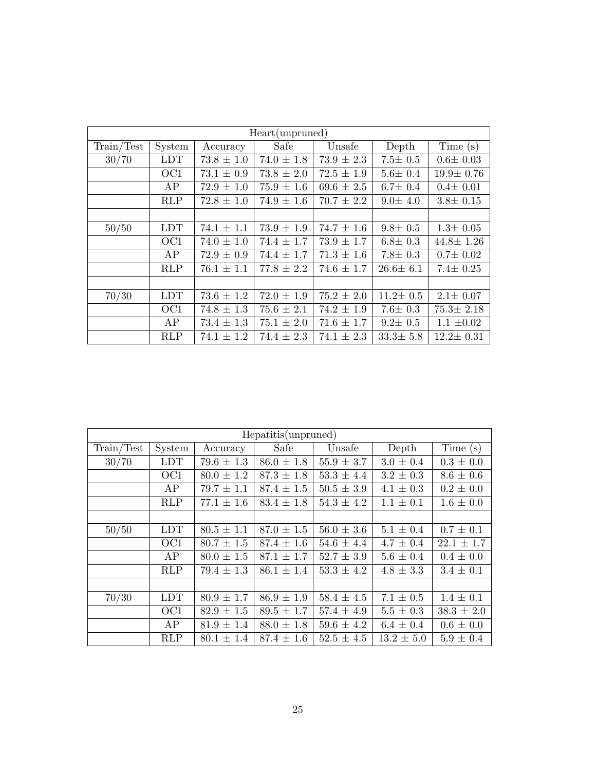| Heart(unpruned) | | | | | | |
|---|---|---|---|---|---|---|
| Train/Test | System | Accuracy | Safe | Unsafe | Depth | Time (s) |
| 30/70 | LDT | 73.8 ± 1.0 | 74.0 ± 1.8 | 73.9 ± 2.3 | 7.5± 0.5 | 0.6± 0.03 |
| | OC1 | 73.1 ± 0.9 | 73.8 ± 2.0 | 72.5 ± 1.9 | 5.6± 0.4 | 19.9± 0.76 |
| | AP | 72.9 ± 1.0 | 75.9 ± 1.6 | 69.6 ± 2.5 | 6.7± 0.4 | 0.4± 0.01 |
| | RLP | 72.8 ± 1.0 | 74.9 ± 1.6 | 70.7 ± 2.2 | 9.0± 4.0 | 3.8± 0.15 |
| | | | | | | |
| 50/50 | LDT | 74.1 ± 1.1 | 73.9 ± 1.9 | 74.7 ± 1.6 | 9.8± 0.5 | 1.3± 0.05 |
| | OC1 | 74.0 ± 1.0 | 74.4 ± 1.7 | 73.9 ± 1.7 | 6.8± 0.3 | 44.8± 1.26 |
| | AP | 72.9 ± 0.9 | 74.4 ± 1.7 | 71.3 ± 1.6 | 7.8± 0.3 | 0.7± 0.02 |
| | RLP | 76.1 ± 1.1 | 77.8 ± 2.2 | 74.6 ± 1.7 | 26.6± 6.1 | 7.4± 0.25 |
| | | | | | | |
| 70/30 | LDT | 73.6 ± 1.2 | 72.0 ± 1.9 | 75.2 ± 2.0 | 11.2± 0.5 | 2.1± 0.07 |
| | OC1 | 74.8 ± 1.3 | 75.6 ± 2.1 | 74.2 ± 1.9 | 7.6± 0.3 | 75.3± 2.18 |
| | AP | 73.4 ± 1.3 | 75.1 ± 2.0 | 71.6 ± 1.7 | 9.2± 0.5 | 1.1 ±0.02 |
| | RLP | 74.1 ± 1.2 | 74.4 ± 2.3 | 74.1 ± 2.3 | 33.3± 5.8 | 12.2± 0.31 |

| Hepatitis(unpruned) | | | | | | |
|---|---|---|---|---|---|---|
| Train/Test | System | Accuracy | Safe | Unsafe | Depth | Time (s) |
| 30/70 | LDT | 79.6 ± 1.3 | 86.0 ± 1.8 | 55.9 ± 3.7 | 3.0 ± 0.4 | 0.3 ± 0.0 |
| | OC1 | 80.0 ± 1.2 | 87.3 ± 1.8 | 53.3 ± 4.4 | 3.2 ± 0.3 | 8.6 ± 0.6 |
| | AP | 79.7 ± 1.1 | 87.4 ± 1.5 | 50.5 ± 3.9 | 4.1 ± 0.3 | 0.2 ± 0.0 |
| | RLP | 77.1 ± 1.6 | 83.4 ± 1.8 | 54.3 ± 4.2 | 1.1 ± 0.1 | 1.6 ± 0.0 |
| | | | | | | |
| 50/50 | LDT | 80.5 ± 1.1 | 87.0 ± 1.5 | 56.0 ± 3.6 | 5.1 ± 0.4 | 0.7 ± 0.1 |
| | OC1 | 80.7 ± 1.5 | 87.4 ± 1.6 | 54.6 ± 4.4 | 4.7 ± 0.4 | 22.1 ± 1.7 |
| | AP | 80.0 ± 1.5 | 87.1 ± 1.7 | 52.7 ± 3.9 | 5.6 ± 0.4 | 0.4 ± 0.0 |
| | RLP | 79.4 ± 1.3 | 86.1 ± 1.4 | 53.3 ± 4.2 | 4.8 ± 3.3 | 3.4 ± 0.1 |
| | | | | | | |
| 70/30 | LDT | 80.9 ± 1.7 | 86.9 ± 1.9 | 58.4 ± 4.5 | 7.1 ± 0.5 | 1.4 ± 0.1 |
| | OC1 | 82.9 ± 1.5 | 89.5 ± 1.7 | 57.4 ± 4.9 | 5.5 ± 0.3 | 38.3 ± 2.0 |
| | AP | 81.9 ± 1.4 | 88.0 ± 1.8 | 59.6 ± 4.2 | 6.4 ± 0.4 | 0.6 ± 0.0 |
| | RLP | 80.1 ± 1.4 | 87.4 ± 1.6 | 52.5 ± 4.5 | 13.2 ± 5.0 | 5.9 ± 0.4 |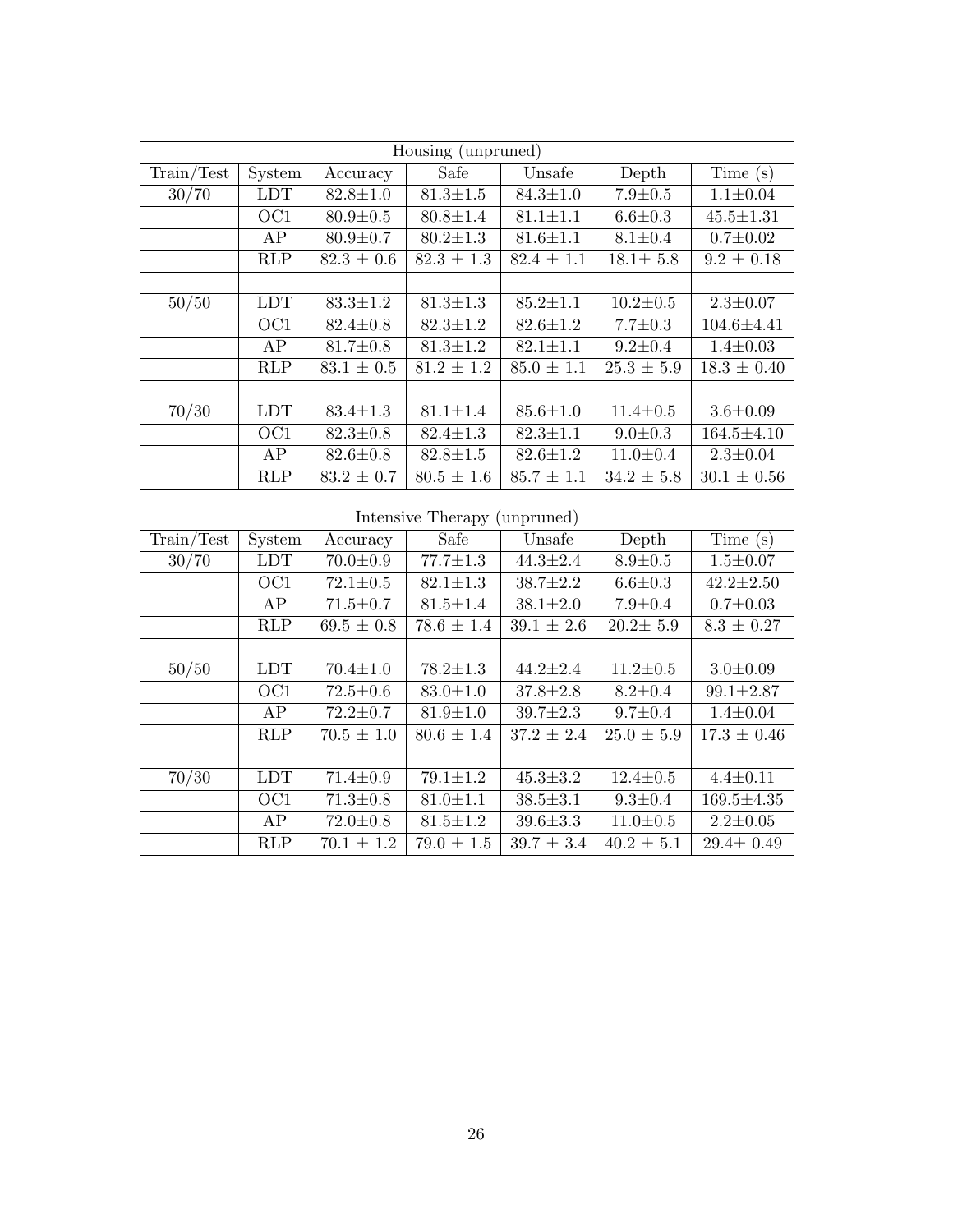| Housing (unpruned) | | | | | | |
|---|---|---|---|---|---|---|
| Train/Test | System | Accuracy | Safe | Unsafe | Depth | Time (s) |
| 30/70 | LDT | 82.8±1.0 | 81.3±1.5 | 84.3±1.0 | 7.9±0.5 | 1.1±0.04 |
| | OC1 | 80.9±0.5 | 80.8±1.4 | 81.1±1.1 | 6.6±0.3 | 45.5±1.31 |
| | AP | 80.9±0.7 | 80.2±1.3 | 81.6±1.1 | 8.1±0.4 | 0.7±0.02 |
| | RLP | 82.3 ± 0.6 | 82.3 ± 1.3 | 82.4 ± 1.1 | 18.1± 5.8 | 9.2 ± 0.18 |
| | | | | | | |
| 50/50 | LDT | 83.3±1.2 | 81.3±1.3 | 85.2±1.1 | 10.2±0.5 | 2.3±0.07 |
| | OC1 | 82.4±0.8 | 82.3±1.2 | 82.6±1.2 | 7.7±0.3 | 104.6±4.41 |
| | AP | 81.7±0.8 | 81.3±1.2 | 82.1±1.1 | 9.2±0.4 | 1.4±0.03 |
| | RLP | 83.1 ± 0.5 | 81.2 ± 1.2 | 85.0 ± 1.1 | 25.3 ± 5.9 | 18.3 ± 0.40 |
| | | | | | | |
| 70/30 | LDT | 83.4±1.3 | 81.1±1.4 | 85.6±1.0 | 11.4±0.5 | 3.6±0.09 |
| | OC1 | 82.3±0.8 | 82.4±1.3 | 82.3±1.1 | 9.0±0.3 | 164.5±4.10 |
| | AP | 82.6±0.8 | 82.8±1.5 | 82.6±1.2 | 11.0±0.4 | 2.3±0.04 |
| | RLP | 83.2 ± 0.7 | 80.5 ± 1.6 | 85.7 ± 1.1 | 34.2 ± 5.8 | 30.1 ± 0.56 |

| Intensive Therapy (unpruned) | | | | | | |
|---|---|---|---|---|---|---|
| Train/Test | System | Accuracy | Safe | Unsafe | Depth | Time (s) |
| 30/70 | LDT | 70.0±0.9 | 77.7±1.3 | 44.3±2.4 | 8.9±0.5 | 1.5±0.07 |
| | OC1 | 72.1±0.5 | 82.1±1.3 | 38.7±2.2 | 6.6±0.3 | 42.2±2.50 |
| | AP | 71.5±0.7 | 81.5±1.4 | 38.1±2.0 | 7.9±0.4 | 0.7±0.03 |
| | RLP | 69.5 ± 0.8 | 78.6 ± 1.4 | 39.1 ± 2.6 | 20.2± 5.9 | 8.3 ± 0.27 |
| | | | | | | |
| 50/50 | LDT | 70.4±1.0 | 78.2±1.3 | 44.2±2.4 | 11.2±0.5 | 3.0±0.09 |
| | OC1 | 72.5±0.6 | 83.0±1.0 | 37.8±2.8 | 8.2±0.4 | 99.1±2.87 |
| | AP | 72.2±0.7 | 81.9±1.0 | 39.7±2.3 | 9.7±0.4 | 1.4±0.04 |
| | RLP | 70.5 ± 1.0 | 80.6 ± 1.4 | 37.2 ± 2.4 | 25.0 ± 5.9 | 17.3 ± 0.46 |
| | | | | | | |
| 70/30 | LDT | 71.4±0.9 | 79.1±1.2 | 45.3±3.2 | 12.4±0.5 | 4.4±0.11 |
| | OC1 | 71.3±0.8 | 81.0±1.1 | 38.5±3.1 | 9.3±0.4 | 169.5±4.35 |
| | AP | 72.0±0.8 | 81.5±1.2 | 39.6±3.3 | 11.0±0.5 | 2.2±0.05 |
| | RLP | 70.1 ± 1.2 | 79.0 ± 1.5 | 39.7 ± 3.4 | 40.2 ± 5.1 | 29.4± 0.49 |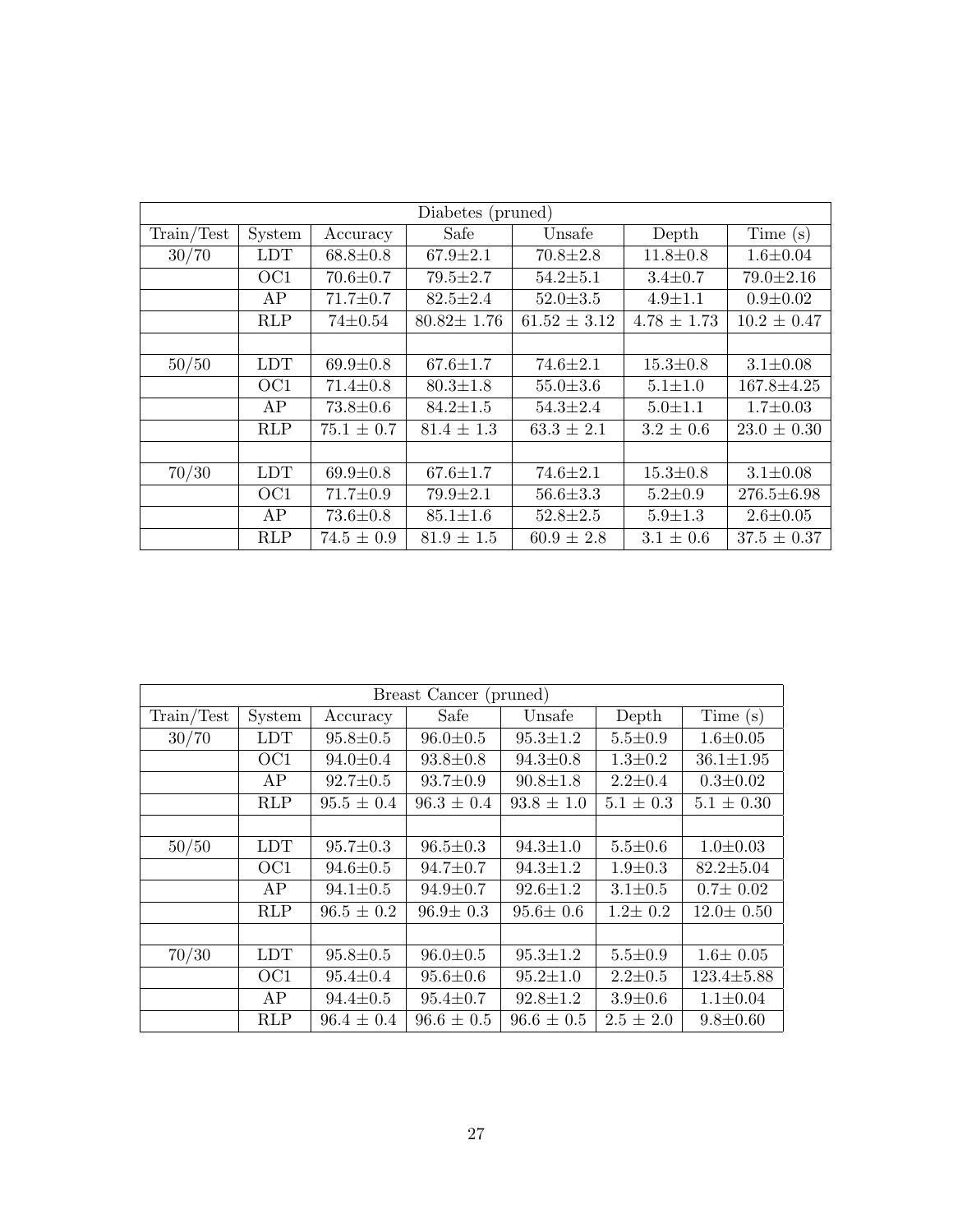| Diabetes (pruned) | | | | | | |
|---|---|---|---|---|---|---|
| Train/Test | System | Accuracy | Safe | Unsafe | Depth | Time (s) |
| 30/70 | LDT | 68.8±0.8 | 67.9±2.1 | 70.8±2.8 | 11.8±0.8 | 1.6±0.04 |
| | OC1 | 70.6±0.7 | 79.5±2.7 | 54.2±5.1 | 3.4±0.7 | 79.0±2.16 |
| | AP | 71.7±0.7 | 82.5±2.4 | 52.0±3.5 | 4.9±1.1 | 0.9±0.02 |
| | RLP | 74±0.54 | 80.82± 1.76 | 61.52 ± 3.12 | 4.78 ± 1.73 | 10.2 ± 0.47 |
| | | | | | | |
| 50/50 | LDT | 69.9±0.8 | 67.6±1.7 | 74.6±2.1 | 15.3±0.8 | 3.1±0.08 |
| | OC1 | 71.4±0.8 | 80.3±1.8 | 55.0±3.6 | 5.1±1.0 | 167.8±4.25 |
| | AP | 73.8±0.6 | 84.2±1.5 | 54.3±2.4 | 5.0±1.1 | 1.7±0.03 |
| | RLP | 75.1 ± 0.7 | 81.4 ± 1.3 | 63.3 ± 2.1 | 3.2 ± 0.6 | 23.0 ± 0.30 |
| | | | | | | |
| 70/30 | LDT | 69.9±0.8 | 67.6±1.7 | 74.6±2.1 | 15.3±0.8 | 3.1±0.08 |
| | OC1 | 71.7±0.9 | 79.9±2.1 | 56.6±3.3 | 5.2±0.9 | 276.5±6.98 |
| | AP | 73.6±0.8 | 85.1±1.6 | 52.8±2.5 | 5.9±1.3 | 2.6±0.05 |
| | RLP | 74.5 ± 0.9 | 81.9 ± 1.5 | 60.9 ± 2.8 | 3.1 ± 0.6 | 37.5 ± 0.37 |

| Breast Cancer (pruned) | | | | | | |
|---|---|---|---|---|---|---|
| Train/Test | System | Accuracy | Safe | Unsafe | Depth | Time (s) |
| 30/70 | LDT | 95.8±0.5 | 96.0±0.5 | 95.3±1.2 | 5.5±0.9 | 1.6±0.05 |
| | OC1 | 94.0±0.4 | 93.8±0.8 | 94.3±0.8 | 1.3±0.2 | 36.1±1.95 |
| | AP | 92.7±0.5 | 93.7±0.9 | 90.8±1.8 | 2.2±0.4 | 0.3±0.02 |
| | RLP | 95.5 ± 0.4 | 96.3 ± 0.4 | 93.8 ± 1.0 | 5.1 ± 0.3 | 5.1 ± 0.30 |
| | | | | | | |
| 50/50 | LDT | 95.7±0.3 | 96.5±0.3 | 94.3±1.0 | 5.5±0.6 | 1.0±0.03 |
| | OC1 | 94.6±0.5 | 94.7±0.7 | 94.3±1.2 | 1.9±0.3 | 82.2±5.04 |
| | AP | 94.1±0.5 | 94.9±0.7 | 92.6±1.2 | 3.1±0.5 | 0.7± 0.02 |
| | RLP | 96.5 ± 0.2 | 96.9± 0.3 | 95.6± 0.6 | 1.2± 0.2 | 12.0± 0.50 |
| | | | | | | |
| 70/30 | LDT | 95.8±0.5 | 96.0±0.5 | 95.3±1.2 | 5.5±0.9 | 1.6± 0.05 |
| | OC1 | 95.4±0.4 | 95.6±0.6 | 95.2±1.0 | 2.2±0.5 | 123.4±5.88 |
| | AP | 94.4±0.5 | 95.4±0.7 | 92.8±1.2 | 3.9±0.6 | 1.1±0.04 |
| | RLP | 96.4 ± 0.4 | 96.6 ± 0.5 | 96.6 ± 0.5 | 2.5 ± 2.0 | 9.8±0.60 |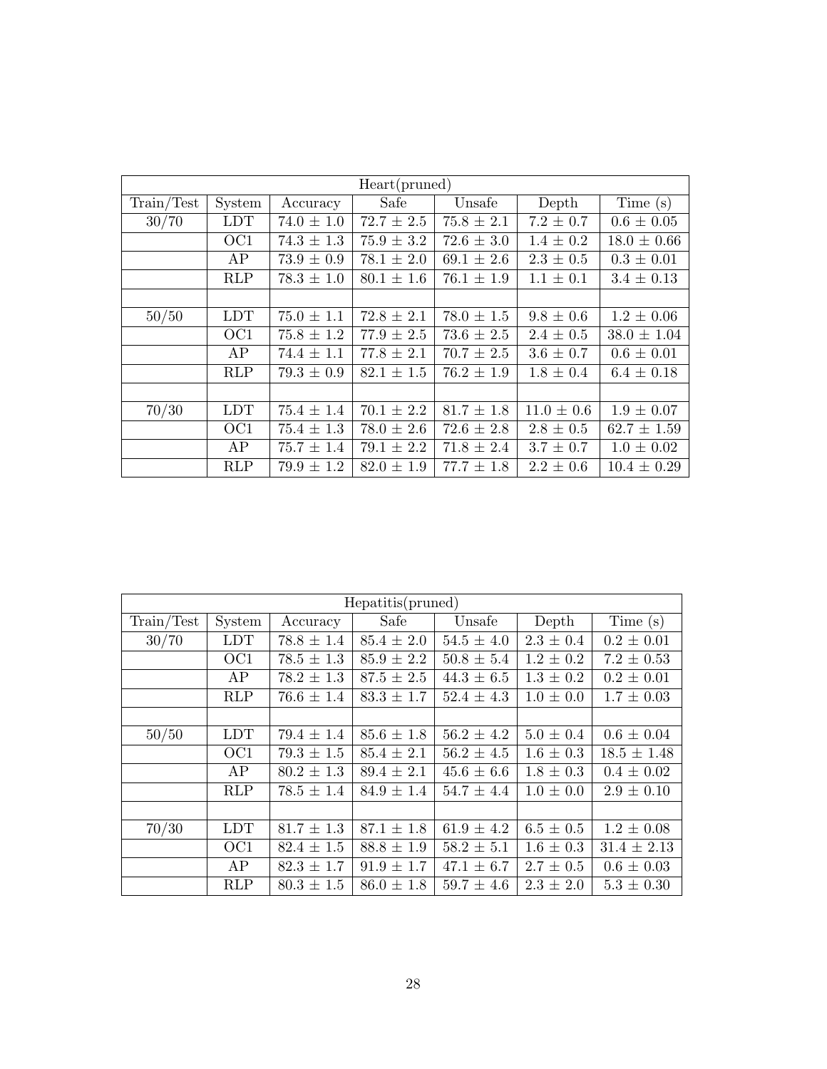| Heart(pruned) | | | | | | |
|---|---|---|---|---|---|---|
| Train/Test | System | Accuracy | Safe | Unsafe | Depth | Time (s) |
| 30/70 | LDT | 74.0 ± 1.0 | 72.7 ± 2.5 | 75.8 ± 2.1 | 7.2 ± 0.7 | 0.6 ± 0.05 |
| | OC1 | 74.3 ± 1.3 | 75.9 ± 3.2 | 72.6 ± 3.0 | 1.4 ± 0.2 | 18.0 ± 0.66 |
| | AP | 73.9 ± 0.9 | 78.1 ± 2.0 | 69.1 ± 2.6 | 2.3 ± 0.5 | 0.3 ± 0.01 |
| | RLP | 78.3 ± 1.0 | 80.1 ± 1.6 | 76.1 ± 1.9 | 1.1 ± 0.1 | 3.4 ± 0.13 |
| | | | | | | |
| 50/50 | LDT | 75.0 ± 1.1 | 72.8 ± 2.1 | 78.0 ± 1.5 | 9.8 ± 0.6 | 1.2 ± 0.06 |
| | OC1 | 75.8 ± 1.2 | 77.9 ± 2.5 | 73.6 ± 2.5 | 2.4 ± 0.5 | 38.0 ± 1.04 |
| | AP | 74.4 ± 1.1 | 77.8 ± 2.1 | 70.7 ± 2.5 | 3.6 ± 0.7 | 0.6 ± 0.01 |
| | RLP | 79.3 ± 0.9 | 82.1 ± 1.5 | 76.2 ± 1.9 | 1.8 ± 0.4 | 6.4 ± 0.18 |
| | | | | | | |
| 70/30 | LDT | 75.4 ± 1.4 | 70.1 ± 2.2 | 81.7 ± 1.8 | 11.0 ± 0.6 | 1.9 ± 0.07 |
| | OC1 | 75.4 ± 1.3 | 78.0 ± 2.6 | 72.6 ± 2.8 | 2.8 ± 0.5 | 62.7 ± 1.59 |
| | AP | 75.7 ± 1.4 | 79.1 ± 2.2 | 71.8 ± 2.4 | 3.7 ± 0.7 | 1.0 ± 0.02 |
| | RLP | 79.9 ± 1.2 | 82.0 ± 1.9 | 77.7 ± 1.8 | 2.2 ± 0.6 | 10.4 ± 0.29 |

| Hepatitis(pruned) | | | | | | |
|---|---|---|---|---|---|---|
| Train/Test | System | Accuracy | Safe | Unsafe | Depth | Time (s) |
| 30/70 | LDT | 78.8 ± 1.4 | 85.4 ± 2.0 | 54.5 ± 4.0 | 2.3 ± 0.4 | 0.2 ± 0.01 |
| | OC1 | 78.5 ± 1.3 | 85.9 ± 2.2 | 50.8 ± 5.4 | 1.2 ± 0.2 | 7.2 ± 0.53 |
| | AP | 78.2 ± 1.3 | 87.5 ± 2.5 | 44.3 ± 6.5 | 1.3 ± 0.2 | 0.2 ± 0.01 |
| | RLP | 76.6 ± 1.4 | 83.3 ± 1.7 | 52.4 ± 4.3 | 1.0 ± 0.0 | 1.7 ± 0.03 |
| | | | | | | |
| 50/50 | LDT | 79.4 ± 1.4 | 85.6 ± 1.8 | 56.2 ± 4.2 | 5.0 ± 0.4 | 0.6 ± 0.04 |
| | OC1 | 79.3 ± 1.5 | 85.4 ± 2.1 | 56.2 ± 4.5 | 1.6 ± 0.3 | 18.5 ± 1.48 |
| | AP | 80.2 ± 1.3 | 89.4 ± 2.1 | 45.6 ± 6.6 | 1.8 ± 0.3 | 0.4 ± 0.02 |
| | RLP | 78.5 ± 1.4 | 84.9 ± 1.4 | 54.7 ± 4.4 | 1.0 ± 0.0 | 2.9 ± 0.10 |
| | | | | | | |
| 70/30 | LDT | 81.7 ± 1.3 | 87.1 ± 1.8 | 61.9 ± 4.2 | 6.5 ± 0.5 | 1.2 ± 0.08 |
| | OC1 | 82.4 ± 1.5 | 88.8 ± 1.9 | 58.2 ± 5.1 | 1.6 ± 0.3 | 31.4 ± 2.13 |
| | AP | 82.3 ± 1.7 | 91.9 ± 1.7 | 47.1 ± 6.7 | 2.7 ± 0.5 | 0.6 ± 0.03 |
| | RLP | 80.3 ± 1.5 | 86.0 ± 1.8 | 59.7 ± 4.6 | 2.3 ± 2.0 | 5.3 ± 0.30 |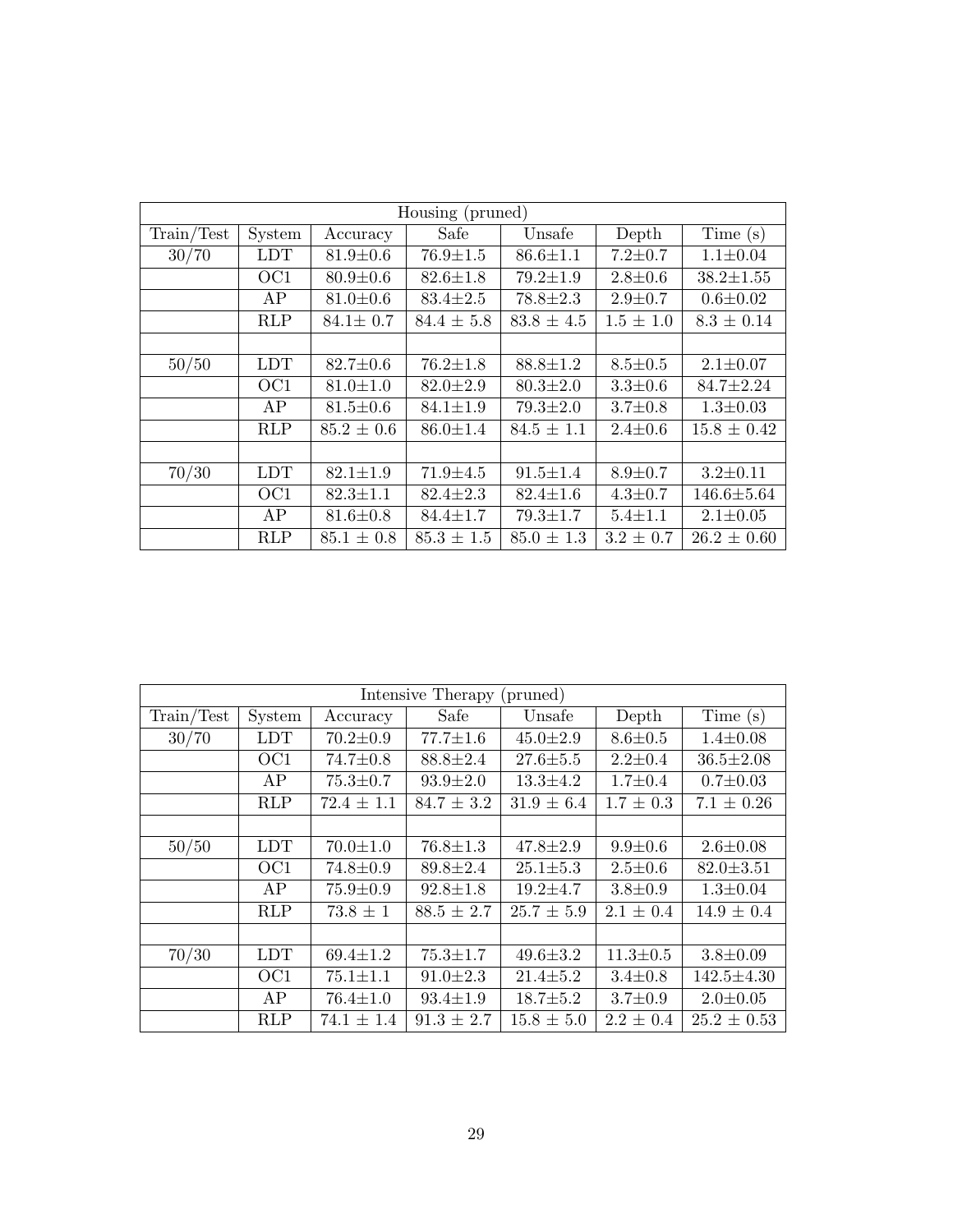| Housing (pruned) | | | | | | |
|---|---|---|---|---|---|---|
| Train/Test | System | Accuracy | Safe | Unsafe | Depth | Time (s) |
| 30/70 | LDT | 81.9±0.6 | 76.9±1.5 | 86.6±1.1 | 7.2±0.7 | 1.1±0.04 |
| | OC1 | 80.9±0.6 | 82.6±1.8 | 79.2±1.9 | 2.8±0.6 | 38.2±1.55 |
| | AP | 81.0±0.6 | 83.4±2.5 | 78.8±2.3 | 2.9±0.7 | 0.6±0.02 |
| | RLP | 84.1± 0.7 | 84.4 ± 5.8 | 83.8 ± 4.5 | 1.5 ± 1.0 | 8.3 ± 0.14 |
| | | | | | | |
| 50/50 | LDT | 82.7±0.6 | 76.2±1.8 | 88.8±1.2 | 8.5±0.5 | 2.1±0.07 |
| | OC1 | 81.0±1.0 | 82.0±2.9 | 80.3±2.0 | 3.3±0.6 | 84.7±2.24 |
| | AP | 81.5±0.6 | 84.1±1.9 | 79.3±2.0 | 3.7±0.8 | 1.3±0.03 |
| | RLP | 85.2 ± 0.6 | 86.0±1.4 | 84.5 ± 1.1 | 2.4±0.6 | 15.8 ± 0.42 |
| | | | | | | |
| 70/30 | LDT | 82.1±1.9 | 71.9±4.5 | 91.5±1.4 | 8.9±0.7 | 3.2±0.11 |
| | OC1 | 82.3±1.1 | 82.4±2.3 | 82.4±1.6 | 4.3±0.7 | 146.6±5.64 |
| | AP | 81.6±0.8 | 84.4±1.7 | 79.3±1.7 | 5.4±1.1 | 2.1±0.05 |
| | RLP | 85.1 ± 0.8 | 85.3 ± 1.5 | 85.0 ± 1.3 | 3.2 ± 0.7 | 26.2 ± 0.60 |

| Intensive Therapy (pruned) | | | | | | |
|---|---|---|---|---|---|---|
| Train/Test | System | Accuracy | Safe | Unsafe | Depth | Time (s) |
| 30/70 | LDT | 70.2±0.9 | 77.7±1.6 | 45.0±2.9 | 8.6±0.5 | 1.4±0.08 |
| | OC1 | 74.7±0.8 | 88.8±2.4 | 27.6±5.5 | 2.2±0.4 | 36.5±2.08 |
| | AP | 75.3±0.7 | 93.9±2.0 | 13.3±4.2 | 1.7±0.4 | 0.7±0.03 |
| | RLP | 72.4 ± 1.1 | 84.7 ± 3.2 | 31.9 ± 6.4 | 1.7 ± 0.3 | 7.1 ± 0.26 |
| | | | | | | |
| 50/50 | LDT | 70.0±1.0 | 76.8±1.3 | 47.8±2.9 | 9.9±0.6 | 2.6±0.08 |
| | OC1 | 74.8±0.9 | 89.8±2.4 | 25.1±5.3 | 2.5±0.6 | 82.0±3.51 |
| | AP | 75.9±0.9 | 92.8±1.8 | 19.2±4.7 | 3.8±0.9 | 1.3±0.04 |
| | RLP | 73.8 ± 1 | 88.5 ± 2.7 | 25.7 ± 5.9 | 2.1 ± 0.4 | 14.9 ± 0.4 |
| | | | | | | |
| 70/30 | LDT | 69.4±1.2 | 75.3±1.7 | 49.6±3.2 | 11.3±0.5 | 3.8±0.09 |
| | OC1 | 75.1±1.1 | 91.0±2.3 | 21.4±5.2 | 3.4±0.8 | 142.5±4.30 |
| | AP | 76.4±1.0 | 93.4±1.9 | 18.7±5.2 | 3.7±0.9 | 2.0±0.05 |
| | RLP | 74.1 ± 1.4 | 91.3 ± 2.7 | 15.8 ± 5.0 | 2.2 ± 0.4 | 25.2 ± 0.53 |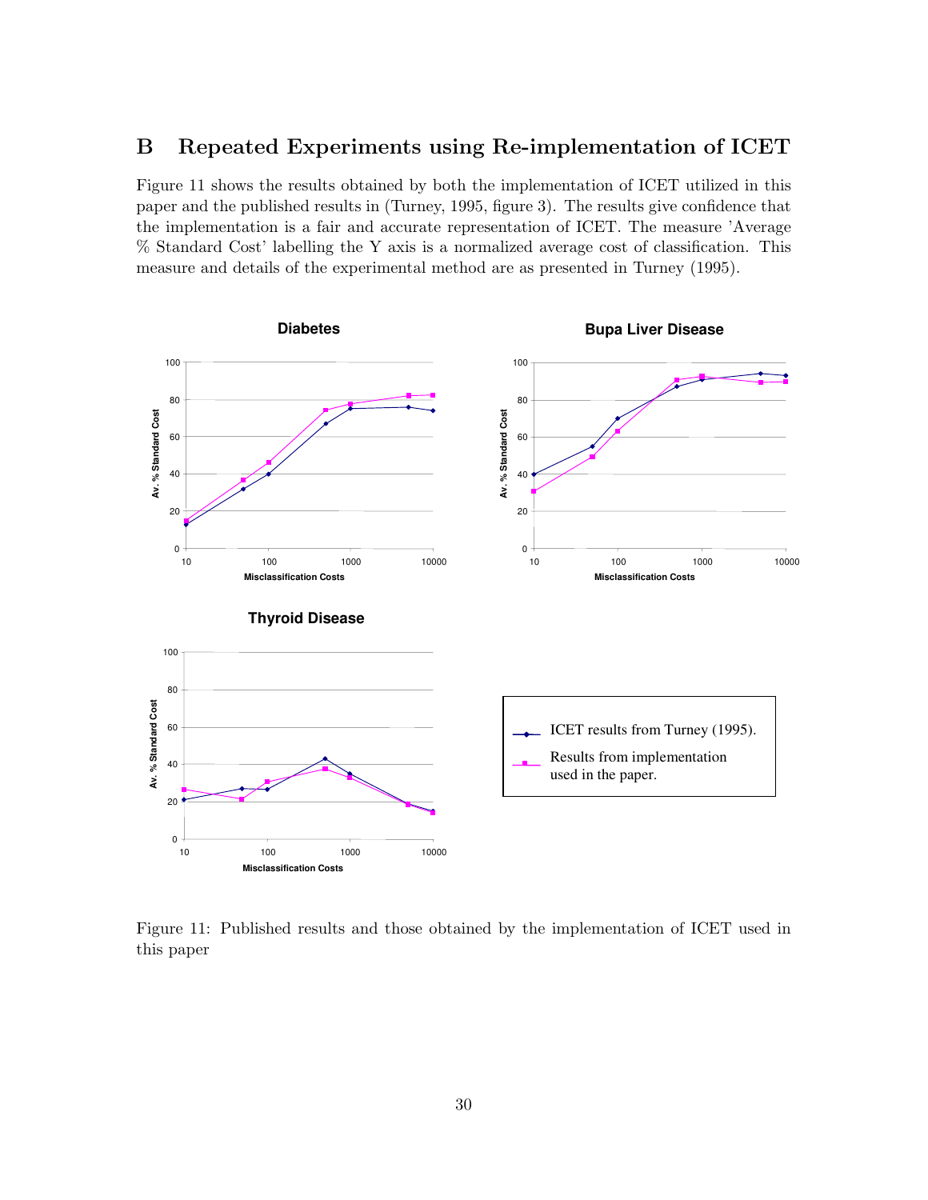## B Repeated Experiments using Re-implementation of ICET

Figure 11 shows the results obtained by both the implementation of ICET utilized in this paper and the published results in (Turney, 1995, figure 3). The results give confidence that the implementation is a fair and accurate representation of ICET. The measure 'Average % Standard Cost' labelling the Y axis is a normalized average cost of classification. This measure and details of the experimental method are as presented in Turney (1995).

Diabetes

Av. % Standard Cost

0
20
40
60
80
100

10
100
1000
10000

Misclassification Costs

Bupa Liver Disease

Av. % Standard Cost

0
20
40
60
80
100

10
100
1000
10000

Misclassification Costs

Thyroid Disease

Av. % Standard Cost

0
20
40
60
80
100

10
100
1000
10000

Misclassification Costs

ICET results from Turney (1995).

Results from implementation used in the paper.

Figure 11: Published results and those obtained by the implementation of ICET used in this paper